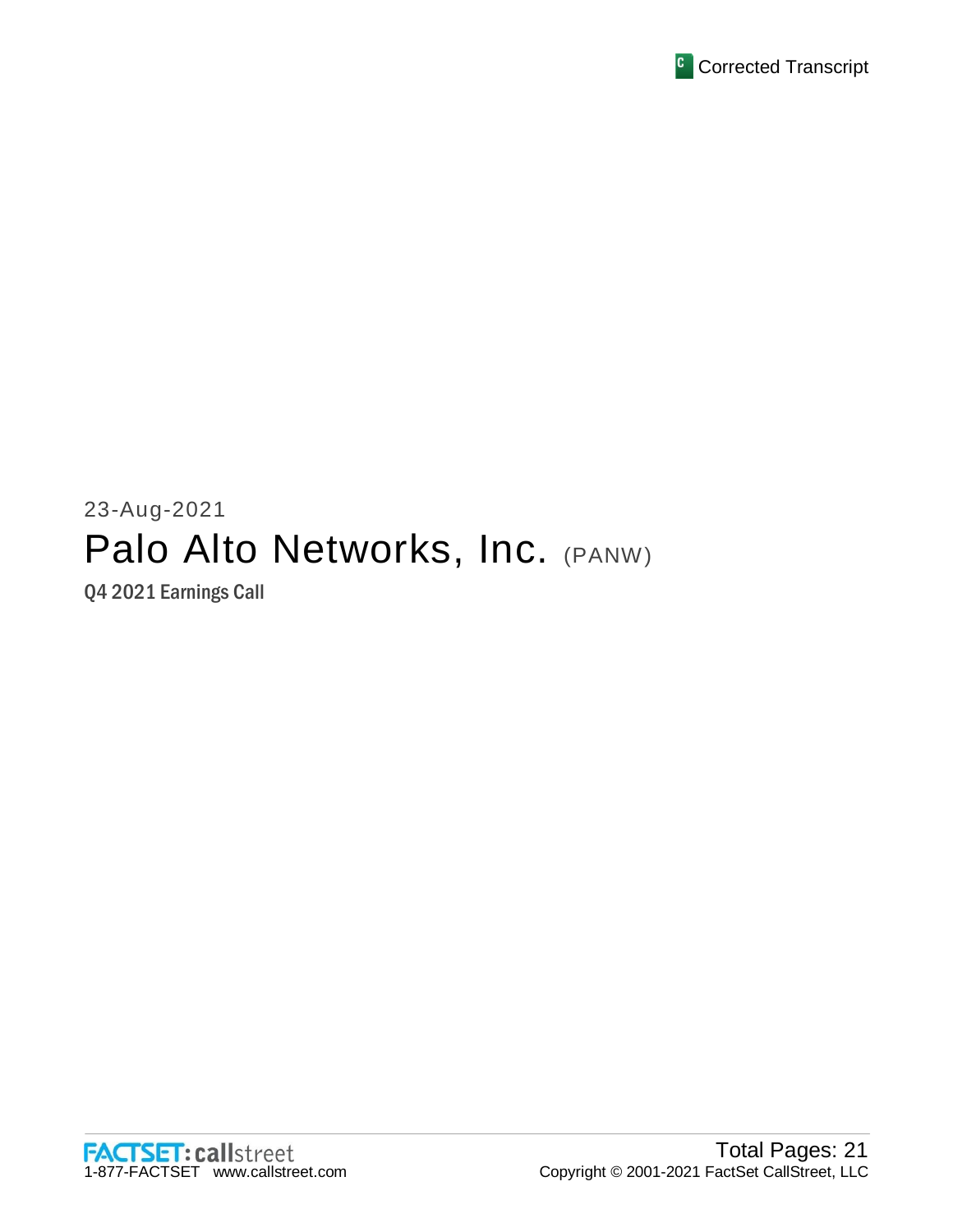Corrected Transcript

23-Aug-2021

# Palo Alto Networks, Inc. (PANW)

Q4 2021 Earnings Call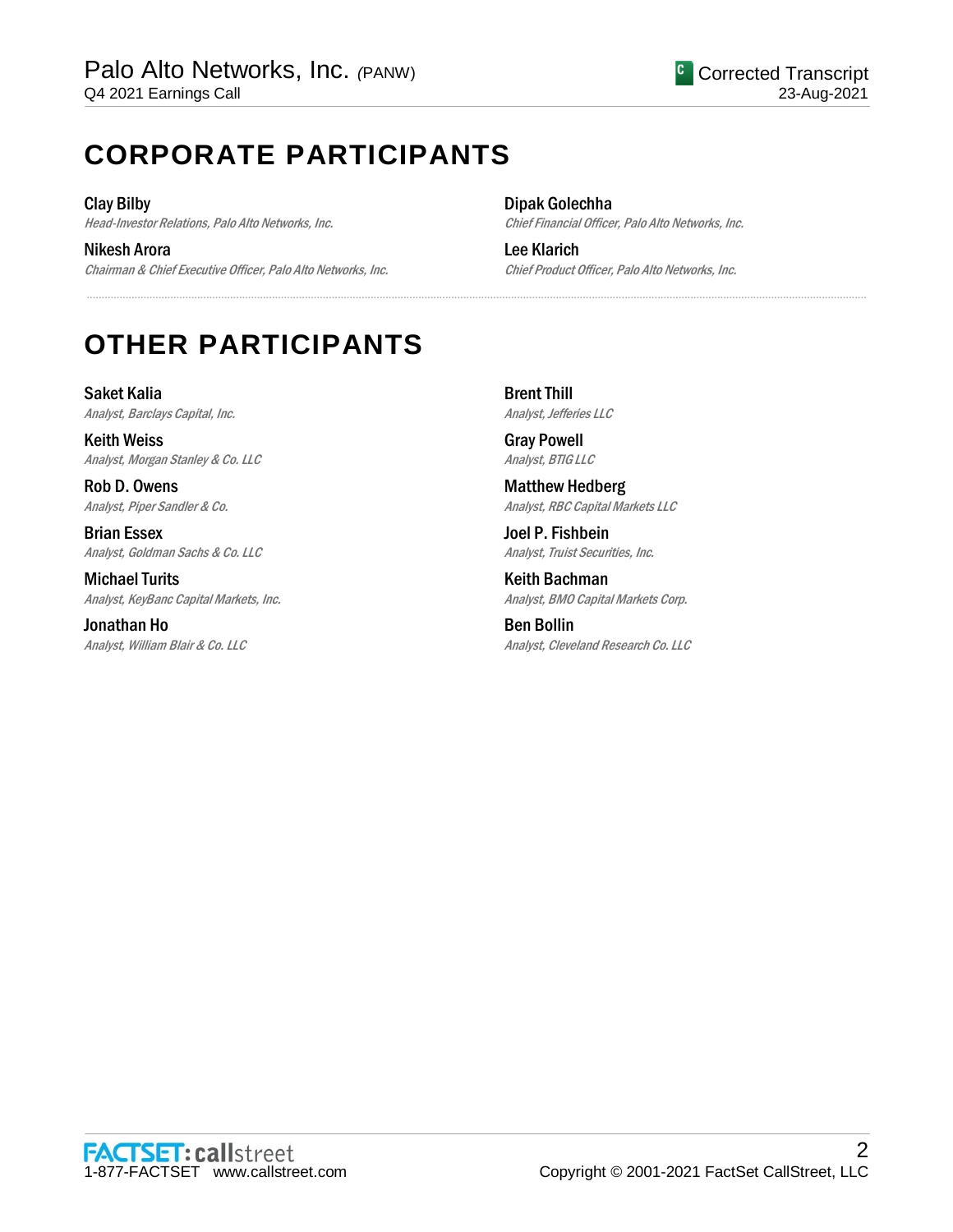# CORPORATE PARTICIPANTS

**Clay Bilby**
*Head-Investor Relations, Palo Alto Networks, Inc.*

**Nikesh Arora**
*Chairman & Chief Executive Officer, Palo Alto Networks, Inc.*

**Dipak Golechha**
*Chief Financial Officer, Palo Alto Networks, Inc.*

**Lee Klarich**
*Chief Product Officer, Palo Alto Networks, Inc.*

# OTHER PARTICIPANTS

**Saket Kalia**
*Analyst, Barclays Capital, Inc.*

**Keith Weiss**
*Analyst, Morgan Stanley & Co. LLC*

**Rob D. Owens**
*Analyst, Piper Sandler & Co.*

**Brian Essex**
*Analyst, Goldman Sachs & Co. LLC*

**Michael Turits**
*Analyst, KeyBanc Capital Markets, Inc.*

**Jonathan Ho**
*Analyst, William Blair & Co. LLC*

**Brent Thill**
*Analyst, Jefferies LLC*

**Gray Powell**
*Analyst, BTIG LLC*

**Matthew Hedberg**
*Analyst, RBC Capital Markets LLC*

**Joel P. Fishbein**
*Analyst, Truist Securities, Inc.*

**Keith Bachman**
*Analyst, BMO Capital Markets Corp.*

**Ben Bollin**
*Analyst, Cleveland Research Co. LLC*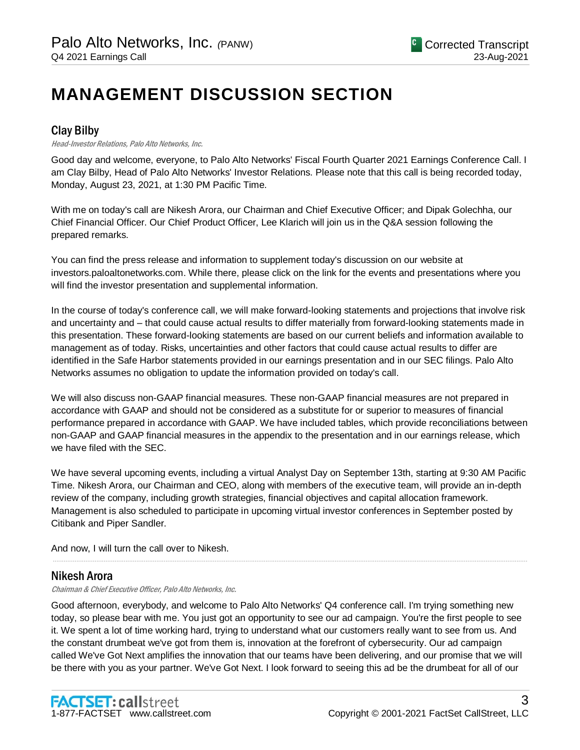# MANAGEMENT DISCUSSION SECTION

## Clay Bilby

*Head-Investor Relations, Palo Alto Networks, Inc.*

Good day and welcome, everyone, to Palo Alto Networks' Fiscal Fourth Quarter 2021 Earnings Conference Call. I am Clay Bilby, Head of Palo Alto Networks' Investor Relations. Please note that this call is being recorded today, Monday, August 23, 2021, at 1:30 PM Pacific Time.

With me on today's call are Nikesh Arora, our Chairman and Chief Executive Officer; and Dipak Golechha, our Chief Financial Officer. Our Chief Product Officer, Lee Klarich will join us in the Q&A session following the prepared remarks.

You can find the press release and information to supplement today's discussion on our website at investors.paloaltonetworks.com. While there, please click on the link for the events and presentations where you will find the investor presentation and supplemental information.

In the course of today's conference call, we will make forward-looking statements and projections that involve risk and uncertainty and – that could cause actual results to differ materially from forward-looking statements made in this presentation. These forward-looking statements are based on our current beliefs and information available to management as of today. Risks, uncertainties and other factors that could cause actual results to differ are identified in the Safe Harbor statements provided in our earnings presentation and in our SEC filings. Palo Alto Networks assumes no obligation to update the information provided on today's call.

We will also discuss non-GAAP financial measures. These non-GAAP financial measures are not prepared in accordance with GAAP and should not be considered as a substitute for or superior to measures of financial performance prepared in accordance with GAAP. We have included tables, which provide reconciliations between non-GAAP and GAAP financial measures in the appendix to the presentation and in our earnings release, which we have filed with the SEC.

We have several upcoming events, including a virtual Analyst Day on September 13th, starting at 9:30 AM Pacific Time. Nikesh Arora, our Chairman and CEO, along with members of the executive team, will provide an in-depth review of the company, including growth strategies, financial objectives and capital allocation framework. Management is also scheduled to participate in upcoming virtual investor conferences in September posted by Citibank and Piper Sandler.

And now, I will turn the call over to Nikesh.

## Nikesh Arora

*Chairman & Chief Executive Officer, Palo Alto Networks, Inc.*

Good afternoon, everybody, and welcome to Palo Alto Networks' Q4 conference call. I'm trying something new today, so please bear with me. You just got an opportunity to see our ad campaign. You're the first people to see it. We spent a lot of time working hard, trying to understand what our customers really want to see from us. And the constant drumbeat we've got from them is, innovation at the forefront of cybersecurity. Our ad campaign called We've Got Next amplifies the innovation that our teams have been delivering, and our promise that we will be there with you as your partner. We've Got Next. I look forward to seeing this ad be the drumbeat for all of our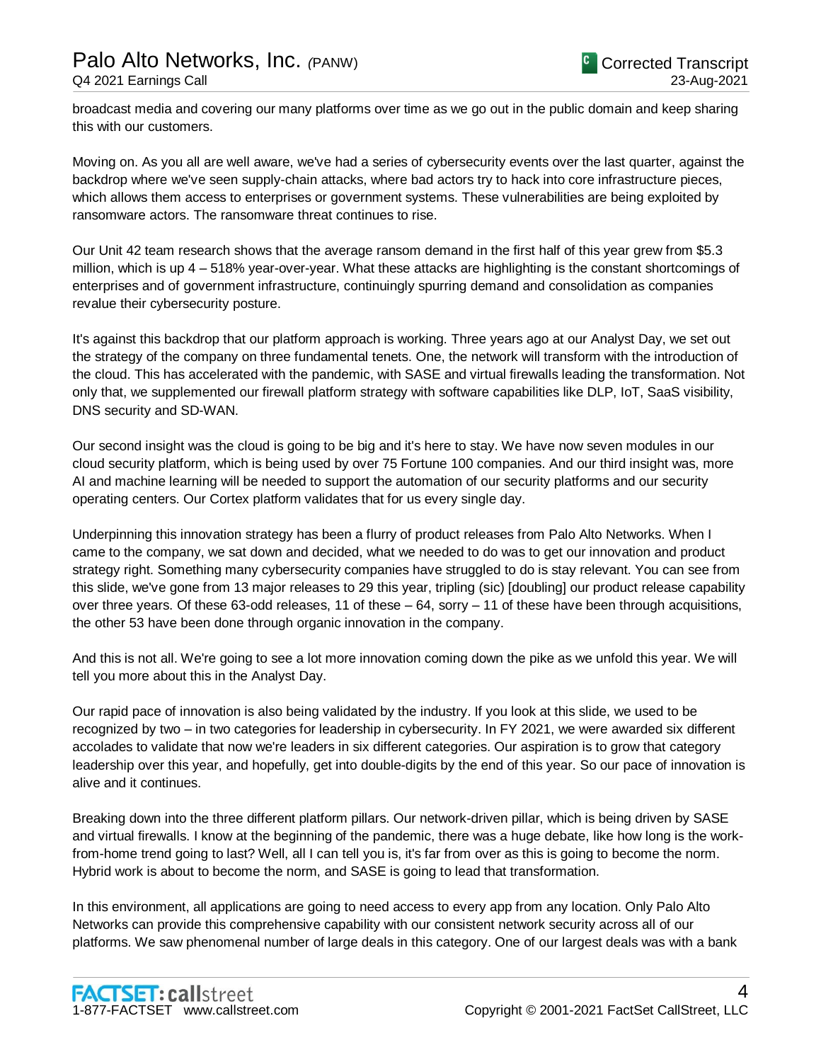broadcast media and covering our many platforms over time as we go out in the public domain and keep sharing this with our customers.

Moving on. As you all are well aware, we've had a series of cybersecurity events over the last quarter, against the backdrop where we've seen supply-chain attacks, where bad actors try to hack into core infrastructure pieces, which allows them access to enterprises or government systems. These vulnerabilities are being exploited by ransomware actors. The ransomware threat continues to rise.

Our Unit 42 team research shows that the average ransom demand in the first half of this year grew from $5.3 million, which is up 4 – 518% year-over-year. What these attacks are highlighting is the constant shortcomings of enterprises and of government infrastructure, continuingly spurring demand and consolidation as companies revalue their cybersecurity posture.

It's against this backdrop that our platform approach is working. Three years ago at our Analyst Day, we set out the strategy of the company on three fundamental tenets. One, the network will transform with the introduction of the cloud. This has accelerated with the pandemic, with SASE and virtual firewalls leading the transformation. Not only that, we supplemented our firewall platform strategy with software capabilities like DLP, IoT, SaaS visibility, DNS security and SD-WAN.

Our second insight was the cloud is going to be big and it's here to stay. We have now seven modules in our cloud security platform, which is being used by over 75 Fortune 100 companies. And our third insight was, more AI and machine learning will be needed to support the automation of our security platforms and our security operating centers. Our Cortex platform validates that for us every single day.

Underpinning this innovation strategy has been a flurry of product releases from Palo Alto Networks. When I came to the company, we sat down and decided, what we needed to do was to get our innovation and product strategy right. Something many cybersecurity companies have struggled to do is stay relevant. You can see from this slide, we've gone from 13 major releases to 29 this year, tripling (sic) [doubling] our product release capability over three years. Of these 63-odd releases, 11 of these – 64, sorry – 11 of these have been through acquisitions, the other 53 have been done through organic innovation in the company.

And this is not all. We're going to see a lot more innovation coming down the pike as we unfold this year. We will tell you more about this in the Analyst Day.

Our rapid pace of innovation is also being validated by the industry. If you look at this slide, we used to be recognized by two – in two categories for leadership in cybersecurity. In FY 2021, we were awarded six different accolades to validate that now we're leaders in six different categories. Our aspiration is to grow that category leadership over this year, and hopefully, get into double-digits by the end of this year. So our pace of innovation is alive and it continues.

Breaking down into the three different platform pillars. Our network-driven pillar, which is being driven by SASE and virtual firewalls. I know at the beginning of the pandemic, there was a huge debate, like how long is the work-from-home trend going to last? Well, all I can tell you is, it's far from over as this is going to become the norm. Hybrid work is about to become the norm, and SASE is going to lead that transformation.

In this environment, all applications are going to need access to every app from any location. Only Palo Alto Networks can provide this comprehensive capability with our consistent network security across all of our platforms. We saw phenomenal number of large deals in this category. One of our largest deals was with a bank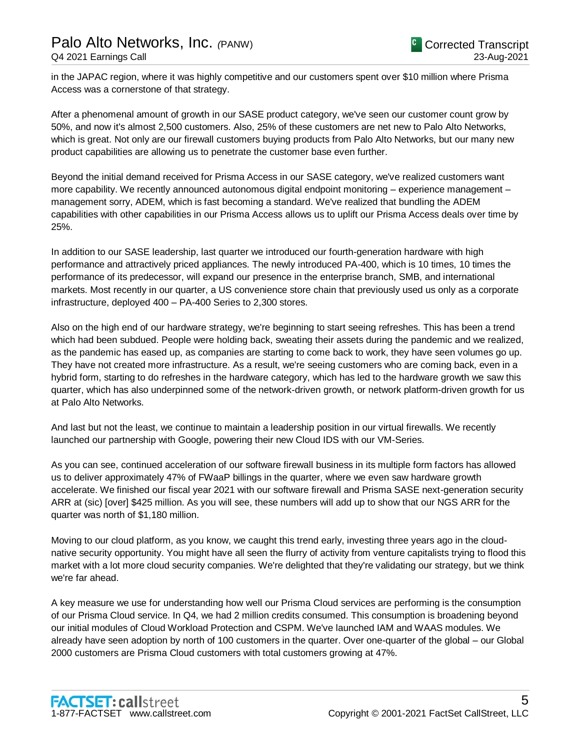in the JAPAC region, where it was highly competitive and our customers spent over $10 million where Prisma Access was a cornerstone of that strategy.

After a phenomenal amount of growth in our SASE product category, we've seen our customer count grow by 50%, and now it's almost 2,500 customers. Also, 25% of these customers are net new to Palo Alto Networks, which is great. Not only are our firewall customers buying products from Palo Alto Networks, but our many new product capabilities are allowing us to penetrate the customer base even further.

Beyond the initial demand received for Prisma Access in our SASE category, we've realized customers want more capability. We recently announced autonomous digital endpoint monitoring – experience management – management sorry, ADEM, which is fast becoming a standard. We've realized that bundling the ADEM capabilities with other capabilities in our Prisma Access allows us to uplift our Prisma Access deals over time by 25%.

In addition to our SASE leadership, last quarter we introduced our fourth-generation hardware with high performance and attractively priced appliances. The newly introduced PA-400, which is 10 times, 10 times the performance of its predecessor, will expand our presence in the enterprise branch, SMB, and international markets. Most recently in our quarter, a US convenience store chain that previously used us only as a corporate infrastructure, deployed 400 – PA-400 Series to 2,300 stores.

Also on the high end of our hardware strategy, we're beginning to start seeing refreshes. This has been a trend which had been subdued. People were holding back, sweating their assets during the pandemic and we realized, as the pandemic has eased up, as companies are starting to come back to work, they have seen volumes go up. They have not created more infrastructure. As a result, we're seeing customers who are coming back, even in a hybrid form, starting to do refreshes in the hardware category, which has led to the hardware growth we saw this quarter, which has also underpinned some of the network-driven growth, or network platform-driven growth for us at Palo Alto Networks.

And last but not the least, we continue to maintain a leadership position in our virtual firewalls. We recently launched our partnership with Google, powering their new Cloud IDS with our VM-Series.

As you can see, continued acceleration of our software firewall business in its multiple form factors has allowed us to deliver approximately 47% of FWaaP billings in the quarter, where we even saw hardware growth accelerate. We finished our fiscal year 2021 with our software firewall and Prisma SASE next-generation security ARR at (sic) [over] $425 million. As you will see, these numbers will add up to show that our NGS ARR for the quarter was north of $1,180 million.

Moving to our cloud platform, as you know, we caught this trend early, investing three years ago in the cloud-native security opportunity. You might have all seen the flurry of activity from venture capitalists trying to flood this market with a lot more cloud security companies. We're delighted that they're validating our strategy, but we think we're far ahead.

A key measure we use for understanding how well our Prisma Cloud services are performing is the consumption of our Prisma Cloud service. In Q4, we had 2 million credits consumed. This consumption is broadening beyond our initial modules of Cloud Workload Protection and CSPM. We've launched IAM and WAAS modules. We already have seen adoption by north of 100 customers in the quarter. Over one-quarter of the global – our Global 2000 customers are Prisma Cloud customers with total customers growing at 47%.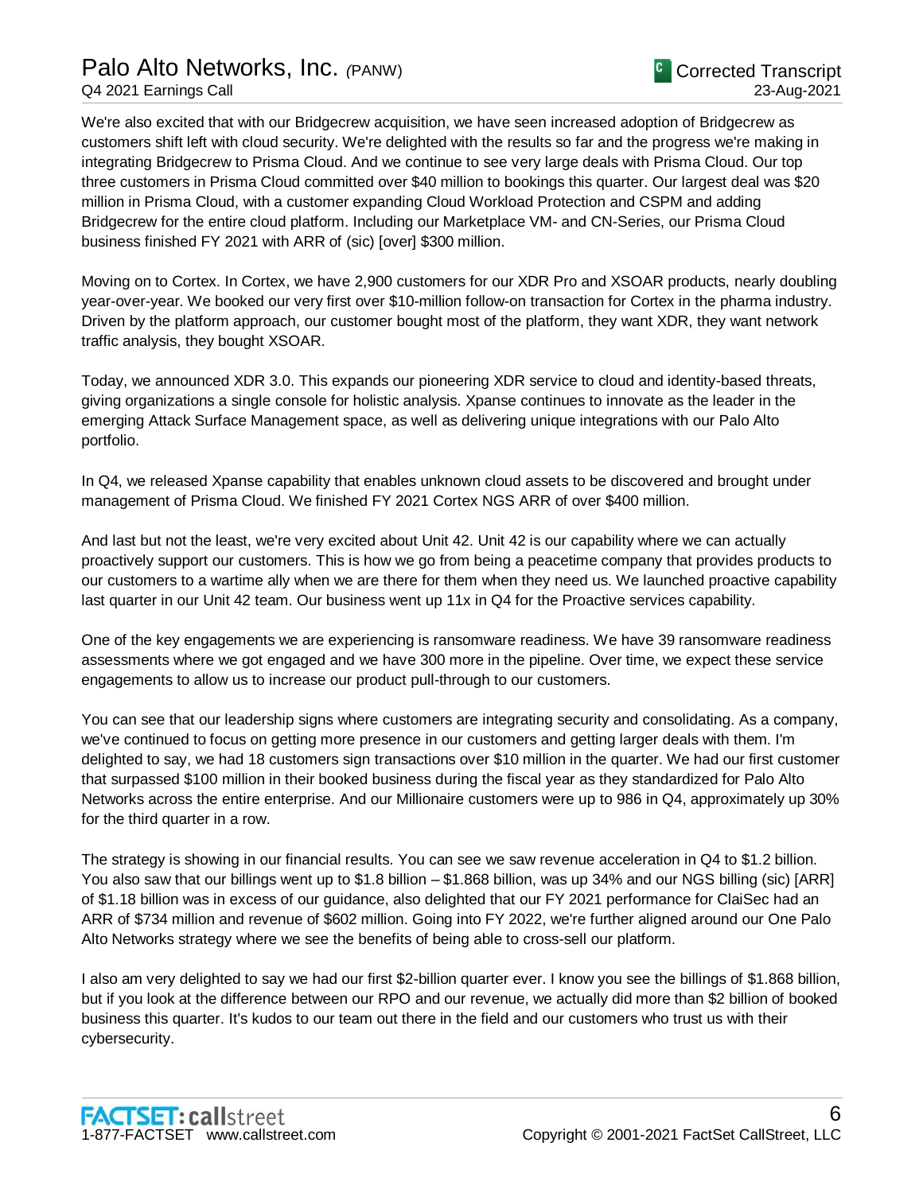We're also excited that with our Bridgecrew acquisition, we have seen increased adoption of Bridgecrew as customers shift left with cloud security. We're delighted with the results so far and the progress we're making in integrating Bridgecrew to Prisma Cloud. And we continue to see very large deals with Prisma Cloud. Our top three customers in Prisma Cloud committed over $40 million to bookings this quarter. Our largest deal was $20 million in Prisma Cloud, with a customer expanding Cloud Workload Protection and CSPM and adding Bridgecrew for the entire cloud platform. Including our Marketplace VM- and CN-Series, our Prisma Cloud business finished FY 2021 with ARR of (sic) [over] $300 million.

Moving on to Cortex. In Cortex, we have 2,900 customers for our XDR Pro and XSOAR products, nearly doubling year-over-year. We booked our very first over $10-million follow-on transaction for Cortex in the pharma industry. Driven by the platform approach, our customer bought most of the platform, they want XDR, they want network traffic analysis, they bought XSOAR.

Today, we announced XDR 3.0. This expands our pioneering XDR service to cloud and identity-based threats, giving organizations a single console for holistic analysis. Xpanse continues to innovate as the leader in the emerging Attack Surface Management space, as well as delivering unique integrations with our Palo Alto portfolio.

In Q4, we released Xpanse capability that enables unknown cloud assets to be discovered and brought under management of Prisma Cloud. We finished FY 2021 Cortex NGS ARR of over $400 million.

And last but not the least, we're very excited about Unit 42. Unit 42 is our capability where we can actually proactively support our customers. This is how we go from being a peacetime company that provides products to our customers to a wartime ally when we are there for them when they need us. We launched proactive capability last quarter in our Unit 42 team. Our business went up 11x in Q4 for the Proactive services capability.

One of the key engagements we are experiencing is ransomware readiness. We have 39 ransomware readiness assessments where we got engaged and we have 300 more in the pipeline. Over time, we expect these service engagements to allow us to increase our product pull-through to our customers.

You can see that our leadership signs where customers are integrating security and consolidating. As a company, we've continued to focus on getting more presence in our customers and getting larger deals with them. I'm delighted to say, we had 18 customers sign transactions over $10 million in the quarter. We had our first customer that surpassed $100 million in their booked business during the fiscal year as they standardized for Palo Alto Networks across the entire enterprise. And our Millionaire customers were up to 986 in Q4, approximately up 30% for the third quarter in a row.

The strategy is showing in our financial results. You can see we saw revenue acceleration in Q4 to $1.2 billion. You also saw that our billings went up to $1.8 billion – $1.868 billion, was up 34% and our NGS billing (sic) [ARR] of $1.18 billion was in excess of our guidance, also delighted that our FY 2021 performance for ClaiSec had an ARR of $734 million and revenue of $602 million. Going into FY 2022, we're further aligned around our One Palo Alto Networks strategy where we see the benefits of being able to cross-sell our platform.

I also am very delighted to say we had our first $2-billion quarter ever. I know you see the billings of $1.868 billion, but if you look at the difference between our RPO and our revenue, we actually did more than $2 billion of booked business this quarter. It's kudos to our team out there in the field and our customers who trust us with their cybersecurity.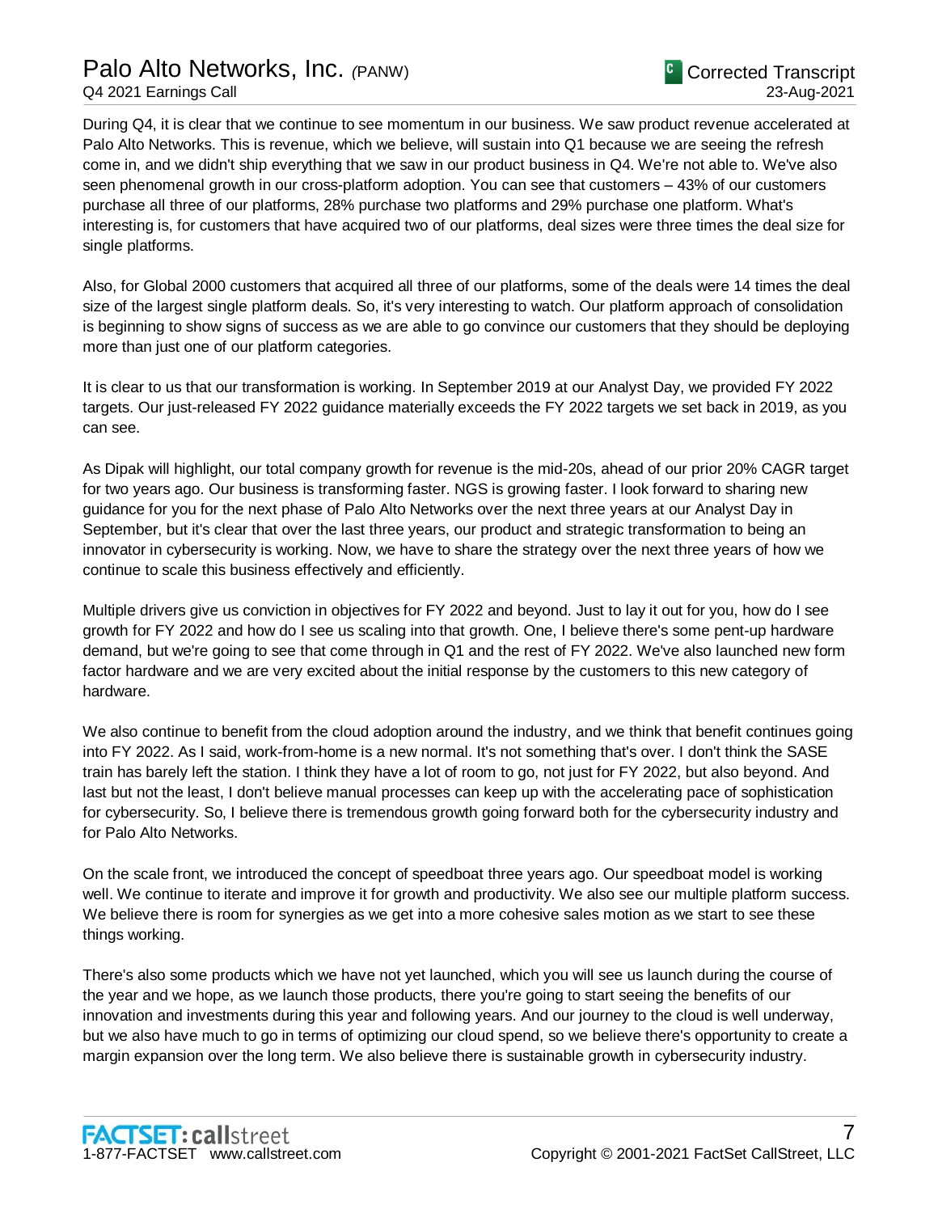During Q4, it is clear that we continue to see momentum in our business. We saw product revenue accelerated at Palo Alto Networks. This is revenue, which we believe, will sustain into Q1 because we are seeing the refresh come in, and we didn't ship everything that we saw in our product business in Q4. We're not able to. We've also seen phenomenal growth in our cross-platform adoption. You can see that customers – 43% of our customers purchase all three of our platforms, 28% purchase two platforms and 29% purchase one platform. What's interesting is, for customers that have acquired two of our platforms, deal sizes were three times the deal size for single platforms.

Also, for Global 2000 customers that acquired all three of our platforms, some of the deals were 14 times the deal size of the largest single platform deals. So, it's very interesting to watch. Our platform approach of consolidation is beginning to show signs of success as we are able to go convince our customers that they should be deploying more than just one of our platform categories.

It is clear to us that our transformation is working. In September 2019 at our Analyst Day, we provided FY 2022 targets. Our just-released FY 2022 guidance materially exceeds the FY 2022 targets we set back in 2019, as you can see.

As Dipak will highlight, our total company growth for revenue is the mid-20s, ahead of our prior 20% CAGR target for two years ago. Our business is transforming faster. NGS is growing faster. I look forward to sharing new guidance for you for the next phase of Palo Alto Networks over the next three years at our Analyst Day in September, but it's clear that over the last three years, our product and strategic transformation to being an innovator in cybersecurity is working. Now, we have to share the strategy over the next three years of how we continue to scale this business effectively and efficiently.

Multiple drivers give us conviction in objectives for FY 2022 and beyond. Just to lay it out for you, how do I see growth for FY 2022 and how do I see us scaling into that growth. One, I believe there's some pent-up hardware demand, but we're going to see that come through in Q1 and the rest of FY 2022. We've also launched new form factor hardware and we are very excited about the initial response by the customers to this new category of hardware.

We also continue to benefit from the cloud adoption around the industry, and we think that benefit continues going into FY 2022. As I said, work-from-home is a new normal. It's not something that's over. I don't think the SASE train has barely left the station. I think they have a lot of room to go, not just for FY 2022, but also beyond. And last but not the least, I don't believe manual processes can keep up with the accelerating pace of sophistication for cybersecurity. So, I believe there is tremendous growth going forward both for the cybersecurity industry and for Palo Alto Networks.

On the scale front, we introduced the concept of speedboat three years ago. Our speedboat model is working well. We continue to iterate and improve it for growth and productivity. We also see our multiple platform success. We believe there is room for synergies as we get into a more cohesive sales motion as we start to see these things working.

There's also some products which we have not yet launched, which you will see us launch during the course of the year and we hope, as we launch those products, there you're going to start seeing the benefits of our innovation and investments during this year and following years. And our journey to the cloud is well underway, but we also have much to go in terms of optimizing our cloud spend, so we believe there's opportunity to create a margin expansion over the long term. We also believe there is sustainable growth in cybersecurity industry.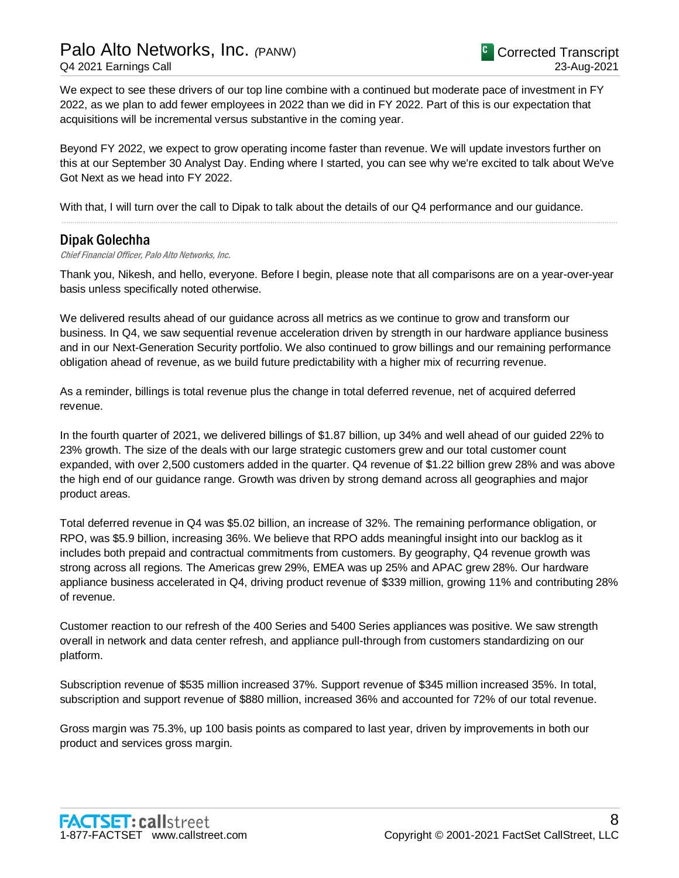We expect to see these drivers of our top line combine with a continued but moderate pace of investment in FY 2022, as we plan to add fewer employees in 2022 than we did in FY 2022. Part of this is our expectation that acquisitions will be incremental versus substantive in the coming year.

Beyond FY 2022, we expect to grow operating income faster than revenue. We will update investors further on this at our September 30 Analyst Day. Ending where I started, you can see why we're excited to talk about We've Got Next as we head into FY 2022.

With that, I will turn over the call to Dipak to talk about the details of our Q4 performance and our guidance.

---

## Dipak Golechha

*Chief Financial Officer, Palo Alto Networks, Inc.*

Thank you, Nikesh, and hello, everyone. Before I begin, please note that all comparisons are on a year-over-year basis unless specifically noted otherwise.

We delivered results ahead of our guidance across all metrics as we continue to grow and transform our business. In Q4, we saw sequential revenue acceleration driven by strength in our hardware appliance business and in our Next-Generation Security portfolio. We also continued to grow billings and our remaining performance obligation ahead of revenue, as we build future predictability with a higher mix of recurring revenue.

As a reminder, billings is total revenue plus the change in total deferred revenue, net of acquired deferred revenue.

In the fourth quarter of 2021, we delivered billings of $1.87 billion, up 34% and well ahead of our guided 22% to 23% growth. The size of the deals with our large strategic customers grew and our total customer count expanded, with over 2,500 customers added in the quarter. Q4 revenue of $1.22 billion grew 28% and was above the high end of our guidance range. Growth was driven by strong demand across all geographies and major product areas.

Total deferred revenue in Q4 was $5.02 billion, an increase of 32%. The remaining performance obligation, or RPO, was $5.9 billion, increasing 36%. We believe that RPO adds meaningful insight into our backlog as it includes both prepaid and contractual commitments from customers. By geography, Q4 revenue growth was strong across all regions. The Americas grew 29%, EMEA was up 25% and APAC grew 28%. Our hardware appliance business accelerated in Q4, driving product revenue of $339 million, growing 11% and contributing 28% of revenue.

Customer reaction to our refresh of the 400 Series and 5400 Series appliances was positive. We saw strength overall in network and data center refresh, and appliance pull-through from customers standardizing on our platform.

Subscription revenue of $535 million increased 37%. Support revenue of $345 million increased 35%. In total, subscription and support revenue of $880 million, increased 36% and accounted for 72% of our total revenue.

Gross margin was 75.3%, up 100 basis points as compared to last year, driven by improvements in both our product and services gross margin.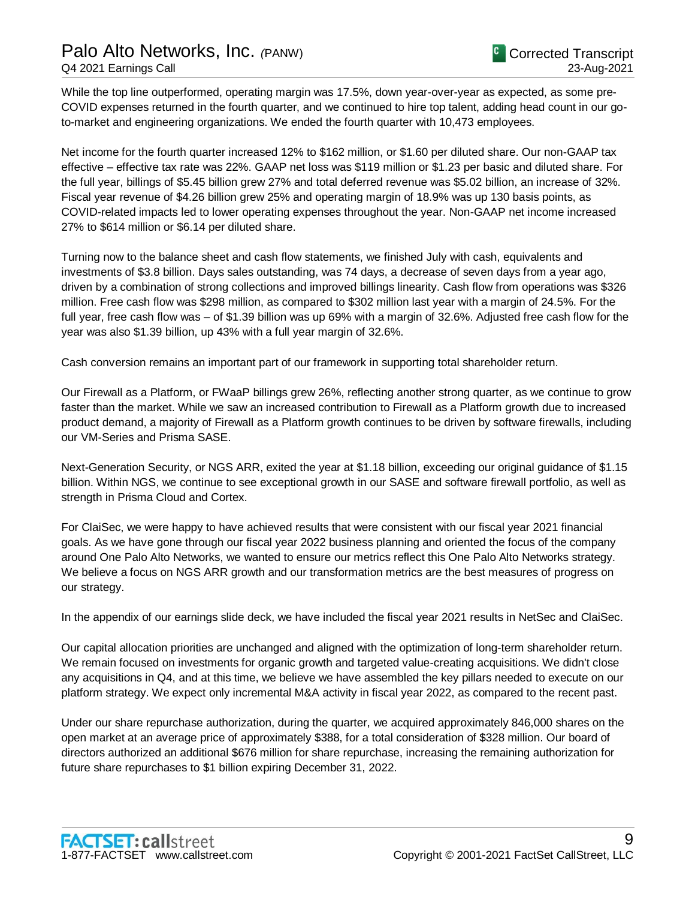While the top line outperformed, operating margin was 17.5%, down year-over-year as expected, as some pre-COVID expenses returned in the fourth quarter, and we continued to hire top talent, adding head count in our go-to-market and engineering organizations. We ended the fourth quarter with 10,473 employees.

Net income for the fourth quarter increased 12% to $162 million, or $1.60 per diluted share. Our non-GAAP tax effective – effective tax rate was 22%. GAAP net loss was $119 million or $1.23 per basic and diluted share. For the full year, billings of $5.45 billion grew 27% and total deferred revenue was $5.02 billion, an increase of 32%. Fiscal year revenue of $4.26 billion grew 25% and operating margin of 18.9% was up 130 basis points, as COVID-related impacts led to lower operating expenses throughout the year. Non-GAAP net income increased 27% to $614 million or $6.14 per diluted share.

Turning now to the balance sheet and cash flow statements, we finished July with cash, equivalents and investments of $3.8 billion. Days sales outstanding, was 74 days, a decrease of seven days from a year ago, driven by a combination of strong collections and improved billings linearity. Cash flow from operations was $326 million. Free cash flow was $298 million, as compared to $302 million last year with a margin of 24.5%. For the full year, free cash flow was – of $1.39 billion was up 69% with a margin of 32.6%. Adjusted free cash flow for the year was also $1.39 billion, up 43% with a full year margin of 32.6%.

Cash conversion remains an important part of our framework in supporting total shareholder return.

Our Firewall as a Platform, or FWaaP billings grew 26%, reflecting another strong quarter, as we continue to grow faster than the market. While we saw an increased contribution to Firewall as a Platform growth due to increased product demand, a majority of Firewall as a Platform growth continues to be driven by software firewalls, including our VM-Series and Prisma SASE.

Next-Generation Security, or NGS ARR, exited the year at $1.18 billion, exceeding our original guidance of $1.15 billion. Within NGS, we continue to see exceptional growth in our SASE and software firewall portfolio, as well as strength in Prisma Cloud and Cortex.

For ClaiSec, we were happy to have achieved results that were consistent with our fiscal year 2021 financial goals. As we have gone through our fiscal year 2022 business planning and oriented the focus of the company around One Palo Alto Networks, we wanted to ensure our metrics reflect this One Palo Alto Networks strategy. We believe a focus on NGS ARR growth and our transformation metrics are the best measures of progress on our strategy.

In the appendix of our earnings slide deck, we have included the fiscal year 2021 results in NetSec and ClaiSec.

Our capital allocation priorities are unchanged and aligned with the optimization of long-term shareholder return. We remain focused on investments for organic growth and targeted value-creating acquisitions. We didn't close any acquisitions in Q4, and at this time, we believe we have assembled the key pillars needed to execute on our platform strategy. We expect only incremental M&A activity in fiscal year 2022, as compared to the recent past.

Under our share repurchase authorization, during the quarter, we acquired approximately 846,000 shares on the open market at an average price of approximately $388, for a total consideration of $328 million. Our board of directors authorized an additional $676 million for share repurchase, increasing the remaining authorization for future share repurchases to $1 billion expiring December 31, 2022.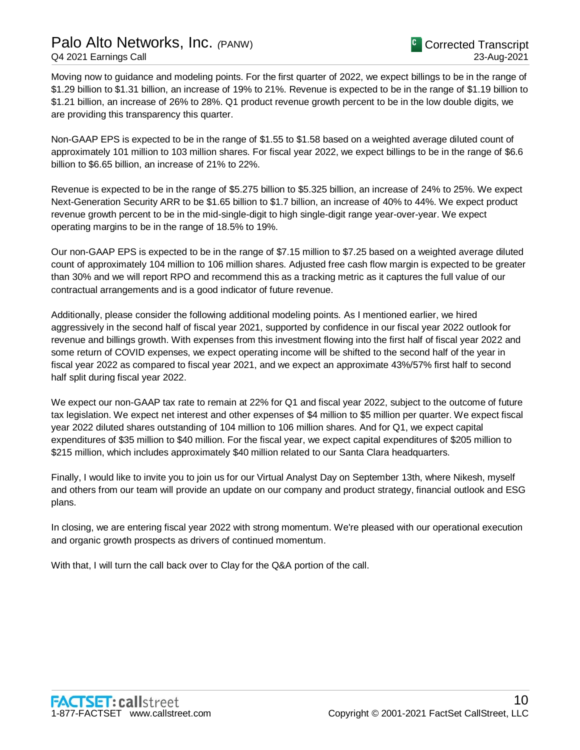Moving now to guidance and modeling points. For the first quarter of 2022, we expect billings to be in the range of $1.29 billion to $1.31 billion, an increase of 19% to 21%. Revenue is expected to be in the range of $1.19 billion to $1.21 billion, an increase of 26% to 28%. Q1 product revenue growth percent to be in the low double digits, we are providing this transparency this quarter.

Non-GAAP EPS is expected to be in the range of $1.55 to $1.58 based on a weighted average diluted count of approximately 101 million to 103 million shares. For fiscal year 2022, we expect billings to be in the range of $6.6 billion to $6.65 billion, an increase of 21% to 22%.

Revenue is expected to be in the range of $5.275 billion to $5.325 billion, an increase of 24% to 25%. We expect Next-Generation Security ARR to be $1.65 billion to $1.7 billion, an increase of 40% to 44%. We expect product revenue growth percent to be in the mid-single-digit to high single-digit range year-over-year. We expect operating margins to be in the range of 18.5% to 19%.

Our non-GAAP EPS is expected to be in the range of $7.15 million to $7.25 based on a weighted average diluted count of approximately 104 million to 106 million shares. Adjusted free cash flow margin is expected to be greater than 30% and we will report RPO and recommend this as a tracking metric as it captures the full value of our contractual arrangements and is a good indicator of future revenue.

Additionally, please consider the following additional modeling points. As I mentioned earlier, we hired aggressively in the second half of fiscal year 2021, supported by confidence in our fiscal year 2022 outlook for revenue and billings growth. With expenses from this investment flowing into the first half of fiscal year 2022 and some return of COVID expenses, we expect operating income will be shifted to the second half of the year in fiscal year 2022 as compared to fiscal year 2021, and we expect an approximate 43%/57% first half to second half split during fiscal year 2022.

We expect our non-GAAP tax rate to remain at 22% for Q1 and fiscal year 2022, subject to the outcome of future tax legislation. We expect net interest and other expenses of $4 million to $5 million per quarter. We expect fiscal year 2022 diluted shares outstanding of 104 million to 106 million shares. And for Q1, we expect capital expenditures of $35 million to $40 million. For the fiscal year, we expect capital expenditures of $205 million to $215 million, which includes approximately $40 million related to our Santa Clara headquarters.

Finally, I would like to invite you to join us for our Virtual Analyst Day on September 13th, where Nikesh, myself and others from our team will provide an update on our company and product strategy, financial outlook and ESG plans.

In closing, we are entering fiscal year 2022 with strong momentum. We're pleased with our operational execution and organic growth prospects as drivers of continued momentum.

With that, I will turn the call back over to Clay for the Q&A portion of the call.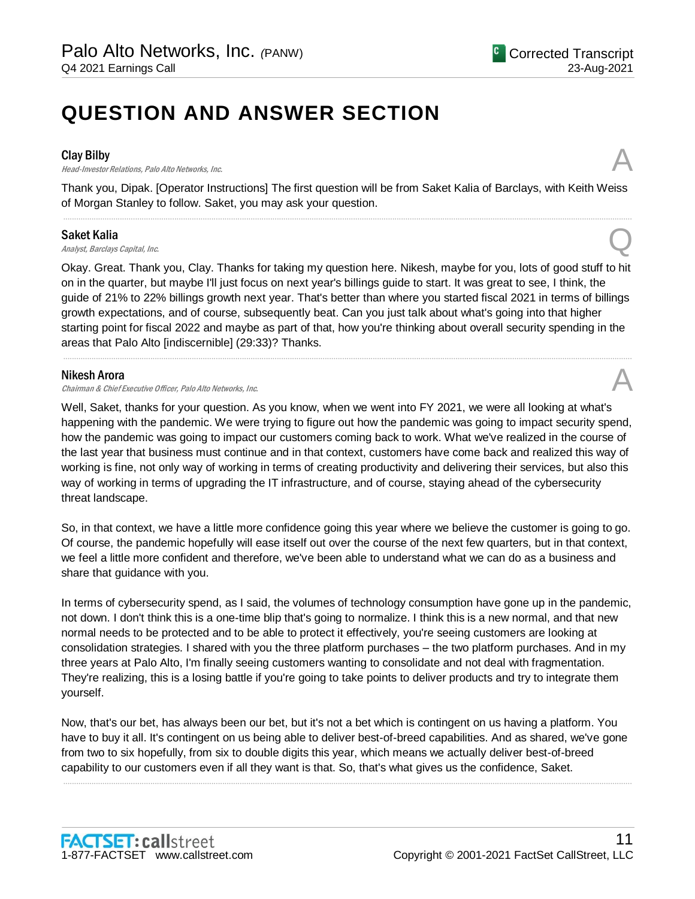# QUESTION AND ANSWER SECTION

**Clay Bilby**
*Head-Investor Relations, Palo Alto Networks, Inc.*

A

Thank you, Dipak. [Operator Instructions] The first question will be from Saket Kalia of Barclays, with Keith Weiss of Morgan Stanley to follow. Saket, you may ask your question.

---

**Saket Kalia**
*Analyst, Barclays Capital, Inc.*

Q

Okay. Great. Thank you, Clay. Thanks for taking my question here. Nikesh, maybe for you, lots of good stuff to hit on in the quarter, but maybe I'll just focus on next year's billings guide to start. It was great to see, I think, the guide of 21% to 22% billings growth next year. That's better than where you started fiscal 2021 in terms of billings growth expectations, and of course, subsequently beat. Can you just talk about what's going into that higher starting point for fiscal 2022 and maybe as part of that, how you're thinking about overall security spending in the areas that Palo Alto [indiscernible] (29:33)? Thanks.

---

**Nikesh Arora**
*Chairman & Chief Executive Officer, Palo Alto Networks, Inc.*

A

Well, Saket, thanks for your question. As you know, when we went into FY 2021, we were all looking at what's happening with the pandemic. We were trying to figure out how the pandemic was going to impact security spend, how the pandemic was going to impact our customers coming back to work. What we've realized in the course of the last year that business must continue and in that context, customers have come back and realized this way of working is fine, not only way of working in terms of creating productivity and delivering their services, but also this way of working in terms of upgrading the IT infrastructure, and of course, staying ahead of the cybersecurity threat landscape.

So, in that context, we have a little more confidence going this year where we believe the customer is going to go. Of course, the pandemic hopefully will ease itself out over the course of the next few quarters, but in that context, we feel a little more confident and therefore, we've been able to understand what we can do as a business and share that guidance with you.

In terms of cybersecurity spend, as I said, the volumes of technology consumption have gone up in the pandemic, not down. I don't think this is a one-time blip that's going to normalize. I think this is a new normal, and that new normal needs to be protected and to be able to protect it effectively, you're seeing customers are looking at consolidation strategies. I shared with you the three platform purchases – the two platform purchases. And in my three years at Palo Alto, I'm finally seeing customers wanting to consolidate and not deal with fragmentation. They're realizing, this is a losing battle if you're going to take points to deliver products and try to integrate them yourself.

Now, that's our bet, has always been our bet, but it's not a bet which is contingent on us having a platform. You have to buy it all. It's contingent on us being able to deliver best-of-breed capabilities. And as shared, we've gone from two to six hopefully, from six to double digits this year, which means we actually deliver best-of-breed capability to our customers even if all they want is that. So, that's what gives us the confidence, Saket.

---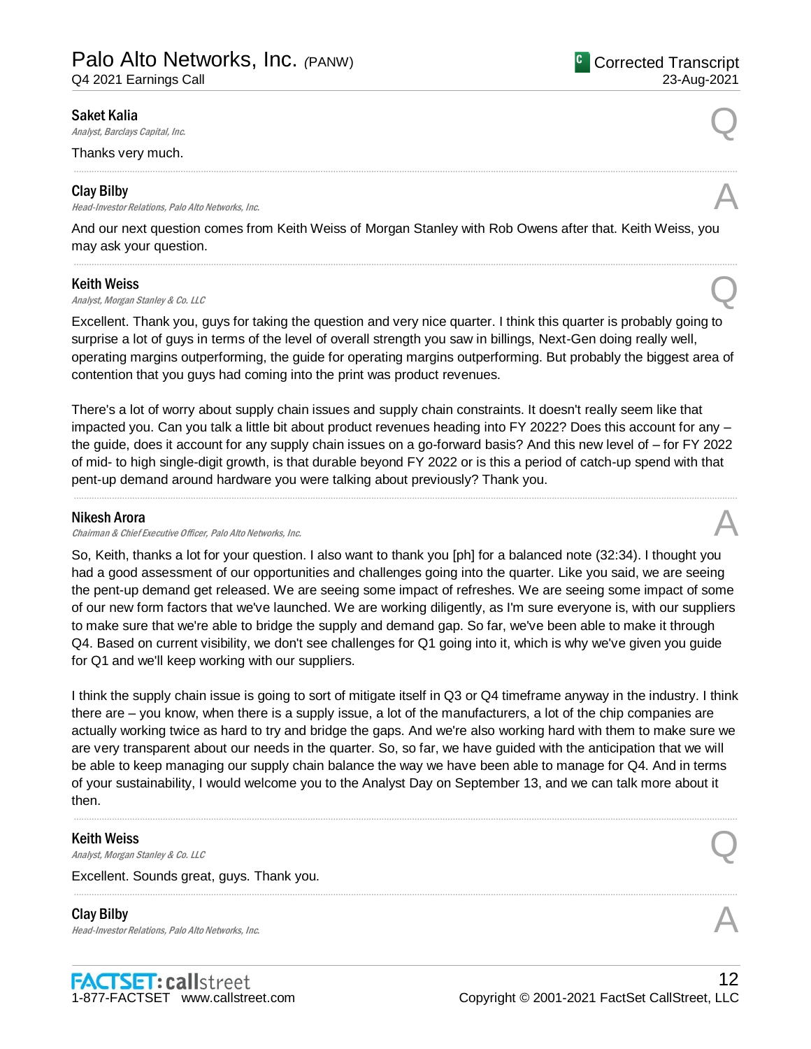**Saket Kalia**
*Analyst, Barclays Capital, Inc.*

Q

Thanks very much.

---

**Clay Bilby**
*Head-Investor Relations, Palo Alto Networks, Inc.*

A

And our next question comes from Keith Weiss of Morgan Stanley with Rob Owens after that. Keith Weiss, you may ask your question.

---

**Keith Weiss**
*Analyst, Morgan Stanley & Co. LLC*

Q

Excellent. Thank you, guys for taking the question and very nice quarter. I think this quarter is probably going to surprise a lot of guys in terms of the level of overall strength you saw in billings, Next-Gen doing really well, operating margins outperforming, the guide for operating margins outperforming. But probably the biggest area of contention that you guys had coming into the print was product revenues.

There's a lot of worry about supply chain issues and supply chain constraints. It doesn't really seem like that impacted you. Can you talk a little bit about product revenues heading into FY 2022? Does this account for any – the guide, does it account for any supply chain issues on a go-forward basis? And this new level of – for FY 2022 of mid- to high single-digit growth, is that durable beyond FY 2022 or is this a period of catch-up spend with that pent-up demand around hardware you were talking about previously? Thank you.

---

**Nikesh Arora**
*Chairman & Chief Executive Officer, Palo Alto Networks, Inc.*

A

So, Keith, thanks a lot for your question. I also want to thank you [ph] for a balanced note (32:34). I thought you had a good assessment of our opportunities and challenges going into the quarter. Like you said, we are seeing the pent-up demand get released. We are seeing some impact of refreshes. We are seeing some impact of some of our new form factors that we've launched. We are working diligently, as I'm sure everyone is, with our suppliers to make sure that we're able to bridge the supply and demand gap. So far, we've been able to make it through Q4. Based on current visibility, we don't see challenges for Q1 going into it, which is why we've given you guide for Q1 and we'll keep working with our suppliers.

I think the supply chain issue is going to sort of mitigate itself in Q3 or Q4 timeframe anyway in the industry. I think there are – you know, when there is a supply issue, a lot of the manufacturers, a lot of the chip companies are actually working twice as hard to try and bridge the gaps. And we're also working hard with them to make sure we are very transparent about our needs in the quarter. So, so far, we have guided with the anticipation that we will be able to keep managing our supply chain balance the way we have been able to manage for Q4. And in terms of your sustainability, I would welcome you to the Analyst Day on September 13, and we can talk more about it then.

---

**Keith Weiss**
*Analyst, Morgan Stanley & Co. LLC*

Q

Excellent. Sounds great, guys. Thank you.

---

**Clay Bilby**
*Head-Investor Relations, Palo Alto Networks, Inc.*

A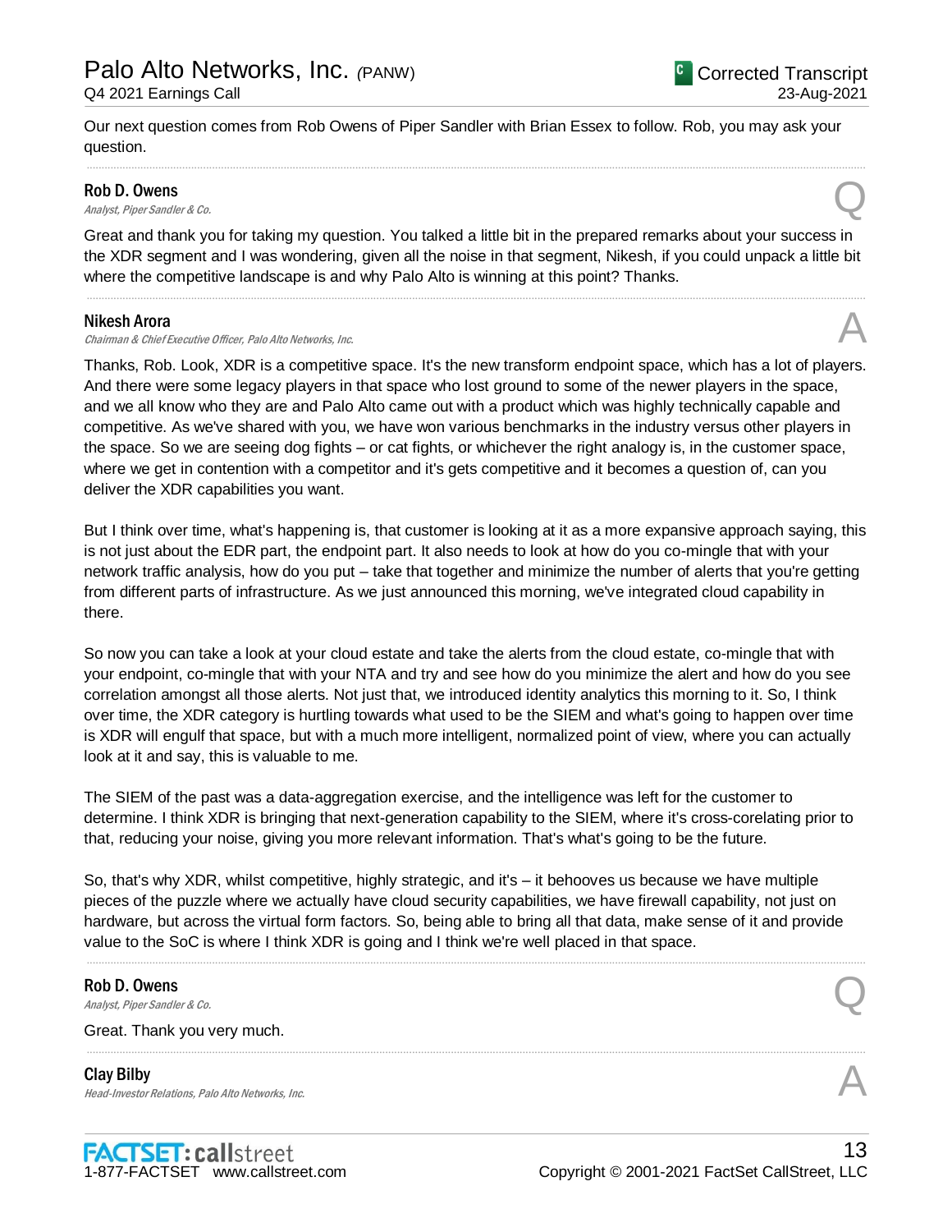Our next question comes from Rob Owens of Piper Sandler with Brian Essex to follow. Rob, you may ask your question.

---

**Rob D. Owens**
*Analyst, Piper Sandler & Co.*

Q

Great and thank you for taking my question. You talked a little bit in the prepared remarks about your success in the XDR segment and I was wondering, given all the noise in that segment, Nikesh, if you could unpack a little bit where the competitive landscape is and why Palo Alto is winning at this point? Thanks.

---

**Nikesh Arora**
*Chairman & Chief Executive Officer, Palo Alto Networks, Inc.*

A

Thanks, Rob. Look, XDR is a competitive space. It's the new transform endpoint space, which has a lot of players. And there were some legacy players in that space who lost ground to some of the newer players in the space, and we all know who they are and Palo Alto came out with a product which was highly technically capable and competitive. As we've shared with you, we have won various benchmarks in the industry versus other players in the space. So we are seeing dog fights – or cat fights, or whichever the right analogy is, in the customer space, where we get in contention with a competitor and it's gets competitive and it becomes a question of, can you deliver the XDR capabilities you want.

But I think over time, what's happening is, that customer is looking at it as a more expansive approach saying, this is not just about the EDR part, the endpoint part. It also needs to look at how do you co-mingle that with your network traffic analysis, how do you put – take that together and minimize the number of alerts that you're getting from different parts of infrastructure. As we just announced this morning, we've integrated cloud capability in there.

So now you can take a look at your cloud estate and take the alerts from the cloud estate, co-mingle that with your endpoint, co-mingle that with your NTA and try and see how do you minimize the alert and how do you see correlation amongst all those alerts. Not just that, we introduced identity analytics this morning to it. So, I think over time, the XDR category is hurtling towards what used to be the SIEM and what's going to happen over time is XDR will engulf that space, but with a much more intelligent, normalized point of view, where you can actually look at it and say, this is valuable to me.

The SIEM of the past was a data-aggregation exercise, and the intelligence was left for the customer to determine. I think XDR is bringing that next-generation capability to the SIEM, where it's cross-corelating prior to that, reducing your noise, giving you more relevant information. That's what's going to be the future.

So, that's why XDR, whilst competitive, highly strategic, and it's – it behooves us because we have multiple pieces of the puzzle where we actually have cloud security capabilities, we have firewall capability, not just on hardware, but across the virtual form factors. So, being able to bring all that data, make sense of it and provide value to the SoC is where I think XDR is going and I think we're well placed in that space.

---

**Rob D. Owens**
*Analyst, Piper Sandler & Co.*

Q

Great. Thank you very much.

---

**Clay Bilby**
*Head-Investor Relations, Palo Alto Networks, Inc.*

A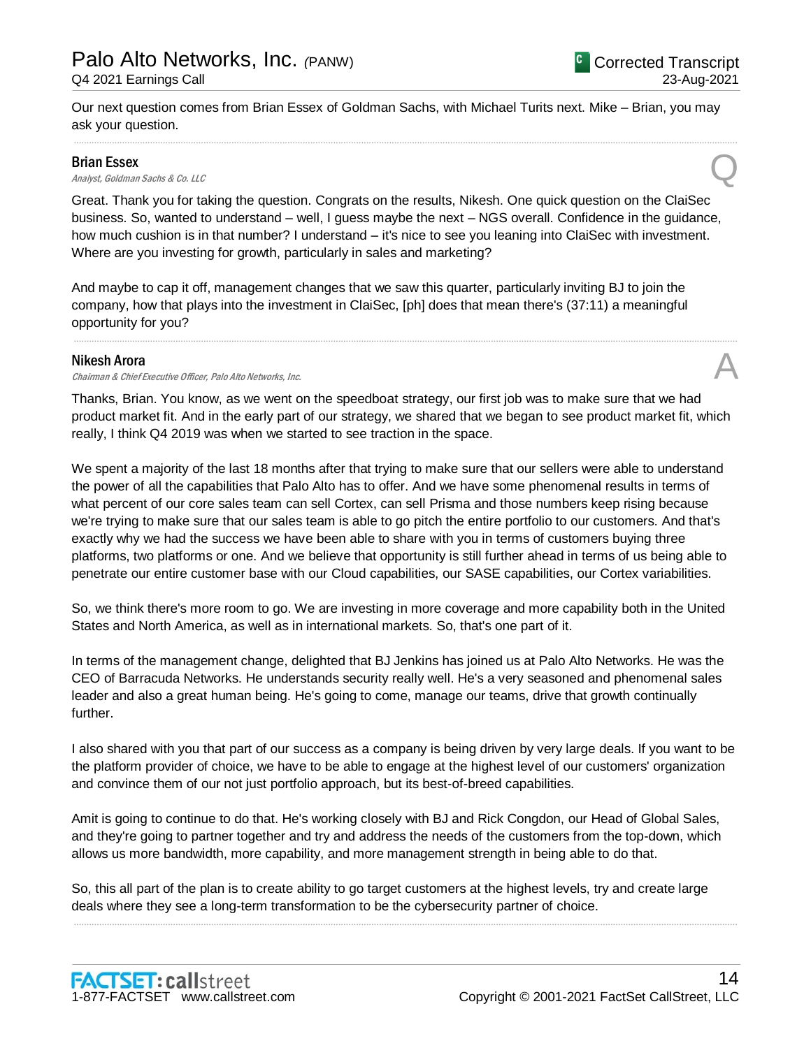Our next question comes from Brian Essex of Goldman Sachs, with Michael Turits next. Mike – Brian, you may ask your question.

**Brian Essex**
*Analyst, Goldman Sachs & Co. LLC*

Q

Great. Thank you for taking the question. Congrats on the results, Nikesh. One quick question on the ClaiSec business. So, wanted to understand – well, I guess maybe the next – NGS overall. Confidence in the guidance, how much cushion is in that number? I understand – it's nice to see you leaning into ClaiSec with investment. Where are you investing for growth, particularly in sales and marketing?

And maybe to cap it off, management changes that we saw this quarter, particularly inviting BJ to join the company, how that plays into the investment in ClaiSec, [ph] does that mean there's (37:11) a meaningful opportunity for you?

**Nikesh Arora**
*Chairman & Chief Executive Officer, Palo Alto Networks, Inc.*

A

Thanks, Brian. You know, as we went on the speedboat strategy, our first job was to make sure that we had product market fit. And in the early part of our strategy, we shared that we began to see product market fit, which really, I think Q4 2019 was when we started to see traction in the space.

We spent a majority of the last 18 months after that trying to make sure that our sellers were able to understand the power of all the capabilities that Palo Alto has to offer. And we have some phenomenal results in terms of what percent of our core sales team can sell Cortex, can sell Prisma and those numbers keep rising because we're trying to make sure that our sales team is able to go pitch the entire portfolio to our customers. And that's exactly why we had the success we have been able to share with you in terms of customers buying three platforms, two platforms or one. And we believe that opportunity is still further ahead in terms of us being able to penetrate our entire customer base with our Cloud capabilities, our SASE capabilities, our Cortex variabilities.

So, we think there's more room to go. We are investing in more coverage and more capability both in the United States and North America, as well as in international markets. So, that's one part of it.

In terms of the management change, delighted that BJ Jenkins has joined us at Palo Alto Networks. He was the CEO of Barracuda Networks. He understands security really well. He's a very seasoned and phenomenal sales leader and also a great human being. He's going to come, manage our teams, drive that growth continually further.

I also shared with you that part of our success as a company is being driven by very large deals. If you want to be the platform provider of choice, we have to be able to engage at the highest level of our customers' organization and convince them of our not just portfolio approach, but its best-of-breed capabilities.

Amit is going to continue to do that. He's working closely with BJ and Rick Congdon, our Head of Global Sales, and they're going to partner together and try and address the needs of the customers from the top-down, which allows us more bandwidth, more capability, and more management strength in being able to do that.

So, this all part of the plan is to create ability to go target customers at the highest levels, try and create large deals where they see a long-term transformation to be the cybersecurity partner of choice.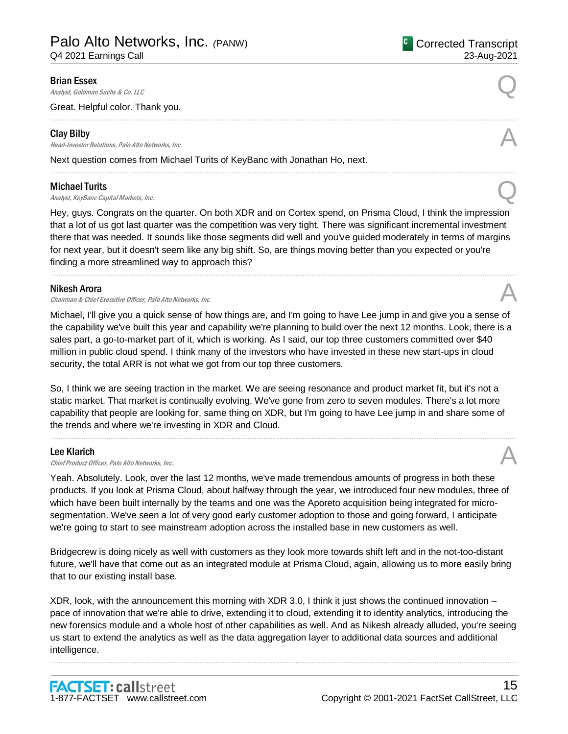**Brian Essex**
*Analyst, Goldman Sachs & Co. LLC*

Q

Great. Helpful color. Thank you.

---

**Clay Bilby**
*Head-Investor Relations, Palo Alto Networks, Inc.*

A

Next question comes from Michael Turits of KeyBanc with Jonathan Ho, next.

---

**Michael Turits**
*Analyst, KeyBanc Capital Markets, Inc.*

Q

Hey, guys. Congrats on the quarter. On both XDR and on Cortex spend, on Prisma Cloud, I think the impression that a lot of us got last quarter was the competition was very tight. There was significant incremental investment there that was needed. It sounds like those segments did well and you've guided moderately in terms of margins for next year, but it doesn't seem like any big shift. So, are things moving better than you expected or you're finding a more streamlined way to approach this?

---

**Nikesh Arora**
*Chairman & Chief Executive Officer, Palo Alto Networks, Inc.*

A

Michael, I'll give you a quick sense of how things are, and I'm going to have Lee jump in and give you a sense of the capability we've built this year and capability we're planning to build over the next 12 months. Look, there is a sales part, a go-to-market part of it, which is working. As I said, our top three customers committed over $40 million in public cloud spend. I think many of the investors who have invested in these new start-ups in cloud security, the total ARR is not what we got from our top three customers.

So, I think we are seeing traction in the market. We are seeing resonance and product market fit, but it's not a static market. That market is continually evolving. We've gone from zero to seven modules. There's a lot more capability that people are looking for, same thing on XDR, but I'm going to have Lee jump in and share some of the trends and where we're investing in XDR and Cloud.

---

**Lee Klarich**
*Chief Product Officer, Palo Alto Networks, Inc.*

A

Yeah. Absolutely. Look, over the last 12 months, we've made tremendous amounts of progress in both these products. If you look at Prisma Cloud, about halfway through the year, we introduced four new modules, three of which have been built internally by the teams and one was the Aporeto acquisition being integrated for micro-segmentation. We've seen a lot of very good early customer adoption to those and going forward, I anticipate we're going to start to see mainstream adoption across the installed base in new customers as well.

Bridgecrew is doing nicely as well with customers as they look more towards shift left and in the not-too-distant future, we'll have that come out as an integrated module at Prisma Cloud, again, allowing us to more easily bring that to our existing install base.

XDR, look, with the announcement this morning with XDR 3.0, I think it just shows the continued innovation – pace of innovation that we're able to drive, extending it to cloud, extending it to identity analytics, introducing the new forensics module and a whole host of other capabilities as well. And as Nikesh already alluded, you're seeing us start to extend the analytics as well as the data aggregation layer to additional data sources and additional intelligence.

---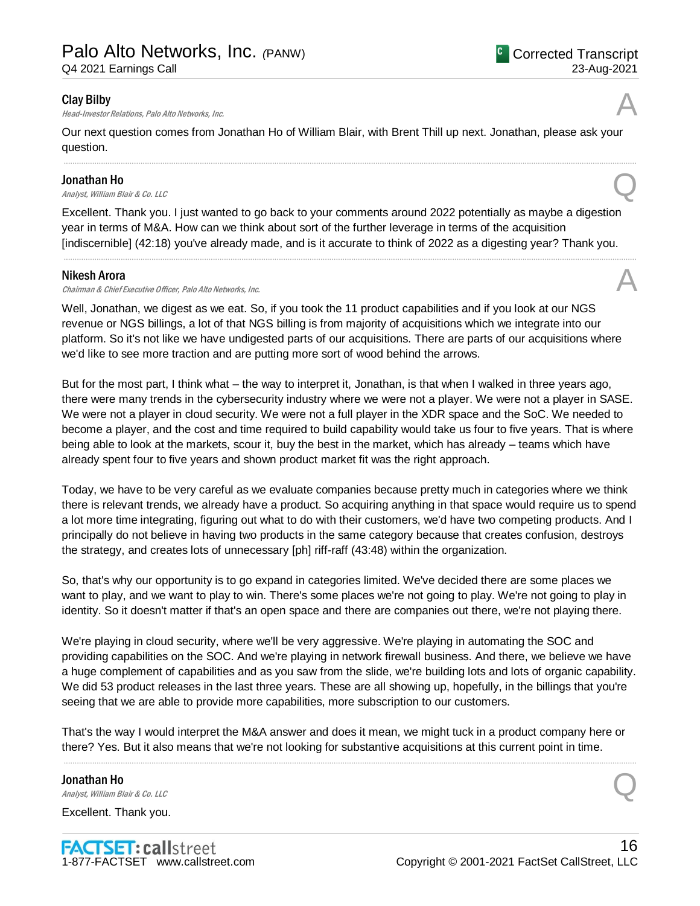**Clay Bilby**
*Head-Investor Relations, Palo Alto Networks, Inc.*

A

Our next question comes from Jonathan Ho of William Blair, with Brent Thill up next. Jonathan, please ask your question.

---

**Jonathan Ho**
*Analyst, William Blair & Co. LLC*

Q

Excellent. Thank you. I just wanted to go back to your comments around 2022 potentially as maybe a digestion year in terms of M&A. How can we think about sort of the further leverage in terms of the acquisition [indiscernible] (42:18) you've already made, and is it accurate to think of 2022 as a digesting year? Thank you.

---

**Nikesh Arora**
*Chairman & Chief Executive Officer, Palo Alto Networks, Inc.*

A

Well, Jonathan, we digest as we eat. So, if you took the 11 product capabilities and if you look at our NGS revenue or NGS billings, a lot of that NGS billing is from majority of acquisitions which we integrate into our platform. So it's not like we have undigested parts of our acquisitions. There are parts of our acquisitions where we'd like to see more traction and are putting more sort of wood behind the arrows.

But for the most part, I think what – the way to interpret it, Jonathan, is that when I walked in three years ago, there were many trends in the cybersecurity industry where we were not a player. We were not a player in SASE. We were not a player in cloud security. We were not a full player in the XDR space and the SoC. We needed to become a player, and the cost and time required to build capability would take us four to five years. That is where being able to look at the markets, scour it, buy the best in the market, which has already – teams which have already spent four to five years and shown product market fit was the right approach.

Today, we have to be very careful as we evaluate companies because pretty much in categories where we think there is relevant trends, we already have a product. So acquiring anything in that space would require us to spend a lot more time integrating, figuring out what to do with their customers, we'd have two competing products. And I principally do not believe in having two products in the same category because that creates confusion, destroys the strategy, and creates lots of unnecessary [ph] riff-raff (43:48) within the organization.

So, that's why our opportunity is to go expand in categories limited. We've decided there are some places we want to play, and we want to play to win. There's some places we're not going to play. We're not going to play in identity. So it doesn't matter if that's an open space and there are companies out there, we're not playing there.

We're playing in cloud security, where we'll be very aggressive. We're playing in automating the SOC and providing capabilities on the SOC. And we're playing in network firewall business. And there, we believe we have a huge complement of capabilities and as you saw from the slide, we're building lots and lots of organic capability. We did 53 product releases in the last three years. These are all showing up, hopefully, in the billings that you're seeing that we are able to provide more capabilities, more subscription to our customers.

That's the way I would interpret the M&A answer and does it mean, we might tuck in a product company here or there? Yes. But it also means that we're not looking for substantive acquisitions at this current point in time.

---

**Jonathan Ho**
*Analyst, William Blair & Co. LLC*

Q

Excellent. Thank you.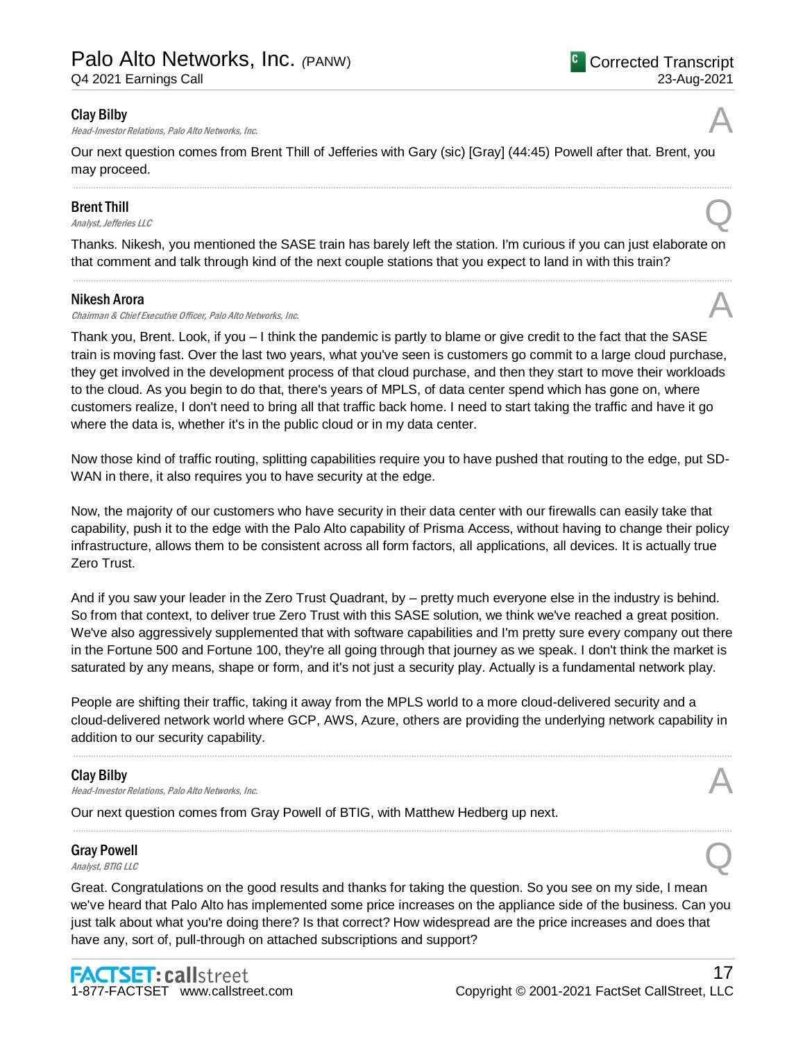**Clay Bilby**
*Head-Investor Relations, Palo Alto Networks, Inc.*

A

Our next question comes from Brent Thill of Jefferies with Gary (sic) [Gray] (44:45) Powell after that. Brent, you may proceed.

---

**Brent Thill**
*Analyst, Jefferies LLC*

Q

Thanks. Nikesh, you mentioned the SASE train has barely left the station. I'm curious if you can just elaborate on that comment and talk through kind of the next couple stations that you expect to land in with this train?

---

**Nikesh Arora**
*Chairman & Chief Executive Officer, Palo Alto Networks, Inc.*

A

Thank you, Brent. Look, if you – I think the pandemic is partly to blame or give credit to the fact that the SASE train is moving fast. Over the last two years, what you've seen is customers go commit to a large cloud purchase, they get involved in the development process of that cloud purchase, and then they start to move their workloads to the cloud. As you begin to do that, there's years of MPLS, of data center spend which has gone on, where customers realize, I don't need to bring all that traffic back home. I need to start taking the traffic and have it go where the data is, whether it's in the public cloud or in my data center.

Now those kind of traffic routing, splitting capabilities require you to have pushed that routing to the edge, put SD-WAN in there, it also requires you to have security at the edge.

Now, the majority of our customers who have security in their data center with our firewalls can easily take that capability, push it to the edge with the Palo Alto capability of Prisma Access, without having to change their policy infrastructure, allows them to be consistent across all form factors, all applications, all devices. It is actually true Zero Trust.

And if you saw your leader in the Zero Trust Quadrant, by – pretty much everyone else in the industry is behind. So from that context, to deliver true Zero Trust with this SASE solution, we think we've reached a great position. We've also aggressively supplemented that with software capabilities and I'm pretty sure every company out there in the Fortune 500 and Fortune 100, they're all going through that journey as we speak. I don't think the market is saturated by any means, shape or form, and it's not just a security play. Actually is a fundamental network play.

People are shifting their traffic, taking it away from the MPLS world to a more cloud-delivered security and a cloud-delivered network world where GCP, AWS, Azure, others are providing the underlying network capability in addition to our security capability.

---

**Clay Bilby**
*Head-Investor Relations, Palo Alto Networks, Inc.*

A

Our next question comes from Gray Powell of BTIG, with Matthew Hedberg up next.

---

**Gray Powell**
*Analyst, BTIG LLC*

Q

Great. Congratulations on the good results and thanks for taking the question. So you see on my side, I mean we've heard that Palo Alto has implemented some price increases on the appliance side of the business. Can you just talk about what you're doing there? Is that correct? How widespread are the price increases and does that have any, sort of, pull-through on attached subscriptions and support?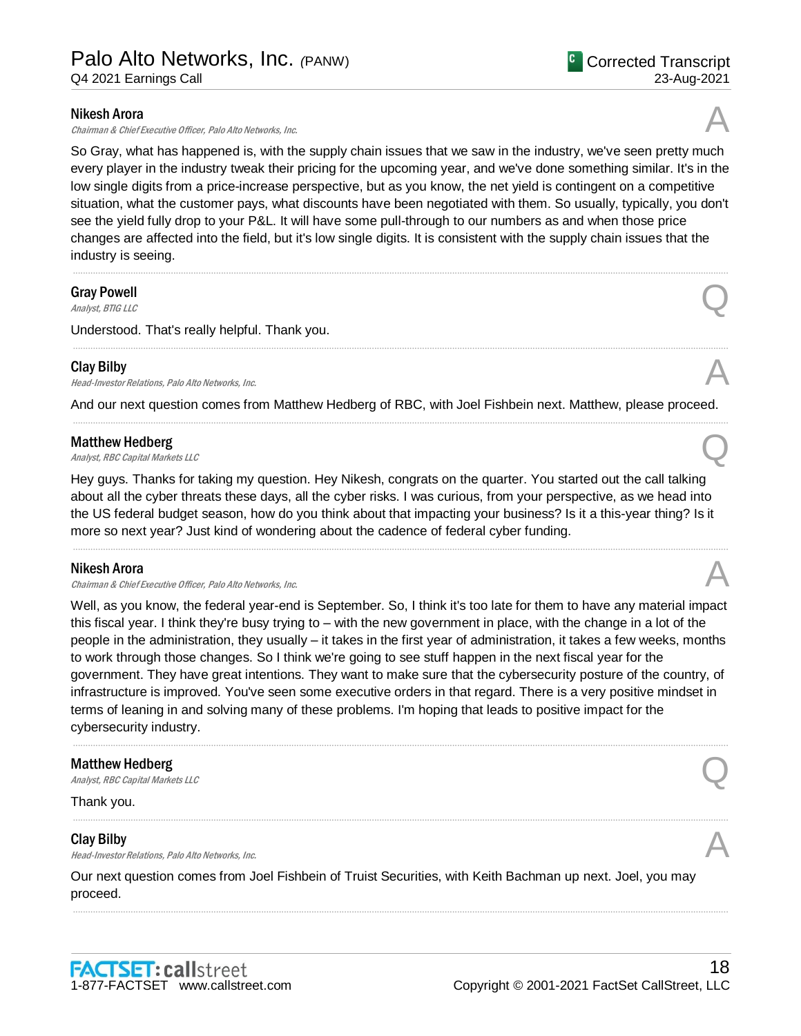**Nikesh Arora**
*Chairman & Chief Executive Officer, Palo Alto Networks, Inc.*

A

So Gray, what has happened is, with the supply chain issues that we saw in the industry, we've seen pretty much every player in the industry tweak their pricing for the upcoming year, and we've done something similar. It's in the low single digits from a price-increase perspective, but as you know, the net yield is contingent on a competitive situation, what the customer pays, what discounts have been negotiated with them. So usually, typically, you don't see the yield fully drop to your P&L. It will have some pull-through to our numbers as and when those price changes are affected into the field, but it's low single digits. It is consistent with the supply chain issues that the industry is seeing.

---

**Gray Powell**
*Analyst, BTIG LLC*

Q

Understood. That's really helpful. Thank you.

---

**Clay Bilby**
*Head-Investor Relations, Palo Alto Networks, Inc.*

A

And our next question comes from Matthew Hedberg of RBC, with Joel Fishbein next. Matthew, please proceed.

---

**Matthew Hedberg**
*Analyst, RBC Capital Markets LLC*

Q

Hey guys. Thanks for taking my question. Hey Nikesh, congrats on the quarter. You started out the call talking about all the cyber threats these days, all the cyber risks. I was curious, from your perspective, as we head into the US federal budget season, how do you think about that impacting your business? Is it a this-year thing? Is it more so next year? Just kind of wondering about the cadence of federal cyber funding.

---

**Nikesh Arora**
*Chairman & Chief Executive Officer, Palo Alto Networks, Inc.*

A

Well, as you know, the federal year-end is September. So, I think it's too late for them to have any material impact this fiscal year. I think they're busy trying to – with the new government in place, with the change in a lot of the people in the administration, they usually – it takes in the first year of administration, it takes a few weeks, months to work through those changes. So I think we're going to see stuff happen in the next fiscal year for the government. They have great intentions. They want to make sure that the cybersecurity posture of the country, of infrastructure is improved. You've seen some executive orders in that regard. There is a very positive mindset in terms of leaning in and solving many of these problems. I'm hoping that leads to positive impact for the cybersecurity industry.

---

**Matthew Hedberg**
*Analyst, RBC Capital Markets LLC*

Q

Thank you.

---

**Clay Bilby**
*Head-Investor Relations, Palo Alto Networks, Inc.*

A

Our next question comes from Joel Fishbein of Truist Securities, with Keith Bachman up next. Joel, you may proceed.

---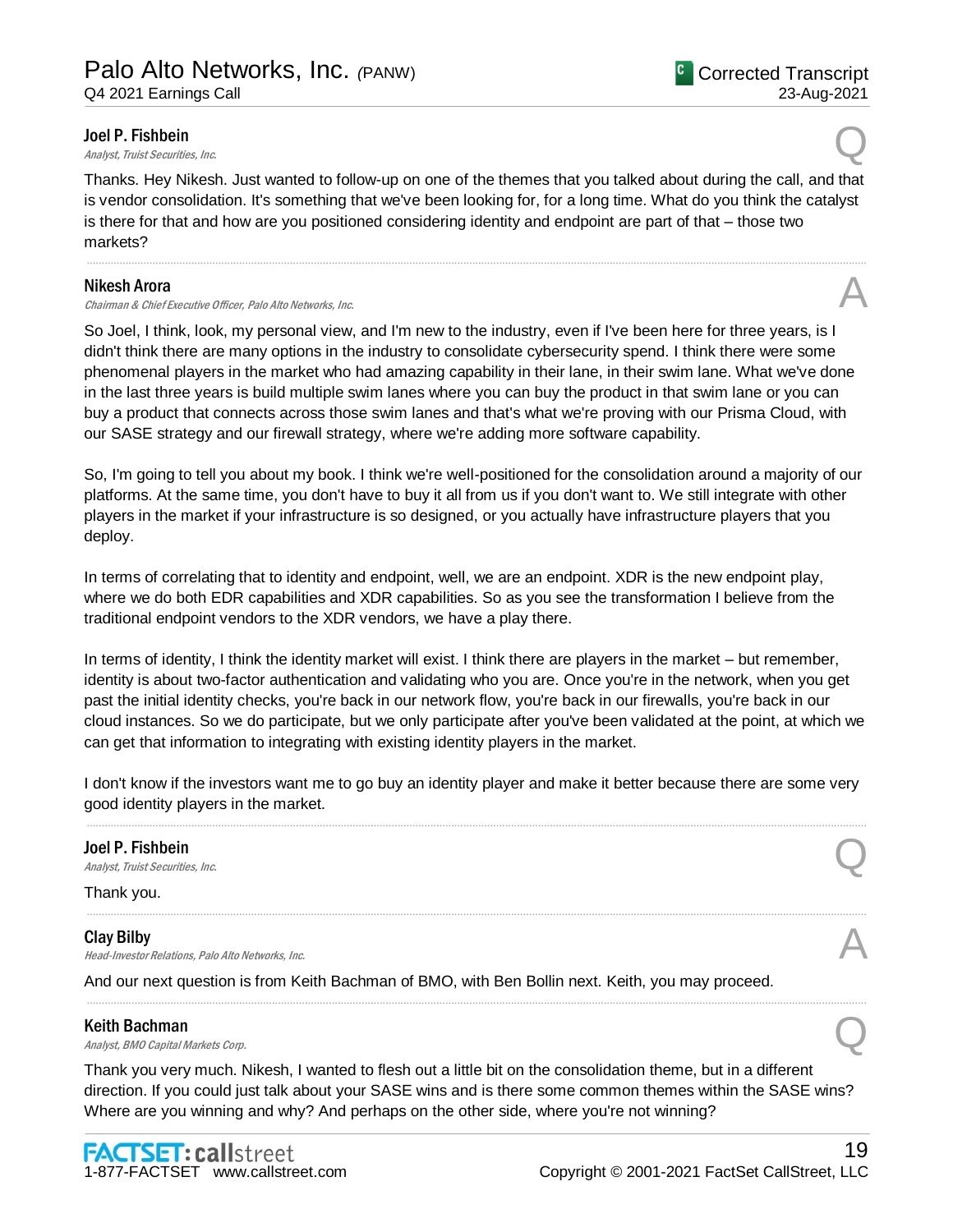**Joel P. Fishbein**
*Analyst, Truist Securities, Inc.*

Q

Thanks. Hey Nikesh. Just wanted to follow-up on one of the themes that you talked about during the call, and that is vendor consolidation. It's something that we've been looking for, for a long time. What do you think the catalyst is there for that and how are you positioned considering identity and endpoint are part of that – those two markets?

---

**Nikesh Arora**
*Chairman & Chief Executive Officer, Palo Alto Networks, Inc.*

A

So Joel, I think, look, my personal view, and I'm new to the industry, even if I've been here for three years, is I didn't think there are many options in the industry to consolidate cybersecurity spend. I think there were some phenomenal players in the market who had amazing capability in their lane, in their swim lane. What we've done in the last three years is build multiple swim lanes where you can buy the product in that swim lane or you can buy a product that connects across those swim lanes and that's what we're proving with our Prisma Cloud, with our SASE strategy and our firewall strategy, where we're adding more software capability.

So, I'm going to tell you about my book. I think we're well-positioned for the consolidation around a majority of our platforms. At the same time, you don't have to buy it all from us if you don't want to. We still integrate with other players in the market if your infrastructure is so designed, or you actually have infrastructure players that you deploy.

In terms of correlating that to identity and endpoint, well, we are an endpoint. XDR is the new endpoint play, where we do both EDR capabilities and XDR capabilities. So as you see the transformation I believe from the traditional endpoint vendors to the XDR vendors, we have a play there.

In terms of identity, I think the identity market will exist. I think there are players in the market – but remember, identity is about two-factor authentication and validating who you are. Once you're in the network, when you get past the initial identity checks, you're back in our network flow, you're back in our firewalls, you're back in our cloud instances. So we do participate, but we only participate after you've been validated at the point, at which we can get that information to integrating with existing identity players in the market.

I don't know if the investors want me to go buy an identity player and make it better because there are some very good identity players in the market.

---

**Joel P. Fishbein**
*Analyst, Truist Securities, Inc.*

Q

Thank you.

---

**Clay Bilby**
*Head-Investor Relations, Palo Alto Networks, Inc.*

A

And our next question is from Keith Bachman of BMO, with Ben Bollin next. Keith, you may proceed.

---

**Keith Bachman**
*Analyst, BMO Capital Markets Corp.*

Q

Thank you very much. Nikesh, I wanted to flesh out a little bit on the consolidation theme, but in a different direction. If you could just talk about your SASE wins and is there some common themes within the SASE wins? Where are you winning and why? And perhaps on the other side, where you're not winning?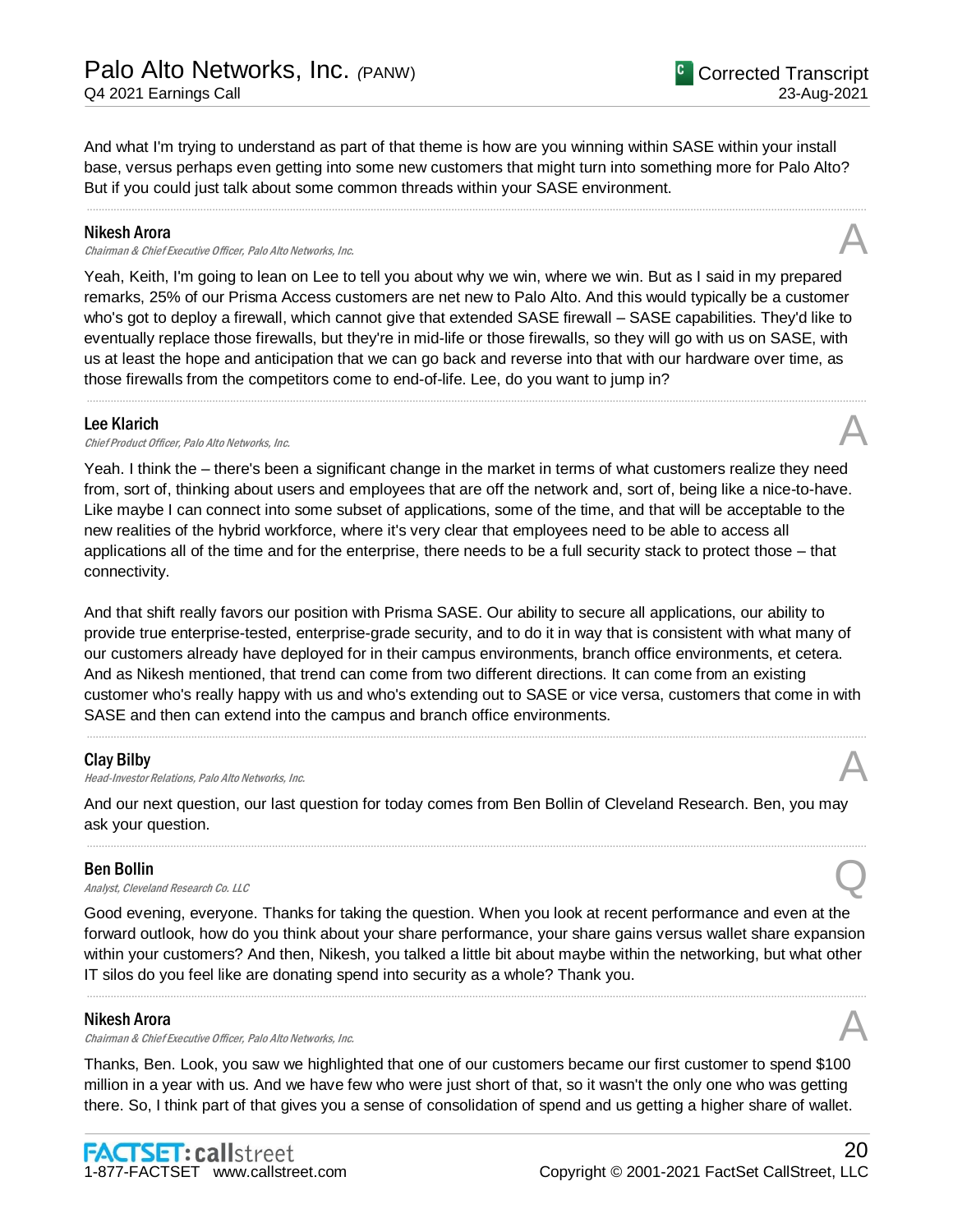And what I'm trying to understand as part of that theme is how are you winning within SASE within your install base, versus perhaps even getting into some new customers that might turn into something more for Palo Alto? But if you could just talk about some common threads within your SASE environment.

---

**Nikesh Arora**
*Chairman & Chief Executive Officer, Palo Alto Networks, Inc.* **A**

Yeah, Keith, I'm going to lean on Lee to tell you about why we win, where we win. But as I said in my prepared remarks, 25% of our Prisma Access customers are net new to Palo Alto. And this would typically be a customer who's got to deploy a firewall, which cannot give that extended SASE firewall – SASE capabilities. They'd like to eventually replace those firewalls, but they're in mid-life or those firewalls, so they will go with us on SASE, with us at least the hope and anticipation that we can go back and reverse into that with our hardware over time, as those firewalls from the competitors come to end-of-life. Lee, do you want to jump in?

---

**Lee Klarich**
*Chief Product Officer, Palo Alto Networks, Inc.* **A**

Yeah. I think the – there's been a significant change in the market in terms of what customers realize they need from, sort of, thinking about users and employees that are off the network and, sort of, being like a nice-to-have. Like maybe I can connect into some subset of applications, some of the time, and that will be acceptable to the new realities of the hybrid workforce, where it's very clear that employees need to be able to access all applications all of the time and for the enterprise, there needs to be a full security stack to protect those – that connectivity.

And that shift really favors our position with Prisma SASE. Our ability to secure all applications, our ability to provide true enterprise-tested, enterprise-grade security, and to do it in way that is consistent with what many of our customers already have deployed for in their campus environments, branch office environments, et cetera. And as Nikesh mentioned, that trend can come from two different directions. It can come from an existing customer who's really happy with us and who's extending out to SASE or vice versa, customers that come in with SASE and then can extend into the campus and branch office environments.

---

**Clay Bilby**
*Head-Investor Relations, Palo Alto Networks, Inc.* **A**

And our next question, our last question for today comes from Ben Bollin of Cleveland Research. Ben, you may ask your question.

---

**Ben Bollin**
*Analyst, Cleveland Research Co. LLC* **Q**

Good evening, everyone. Thanks for taking the question. When you look at recent performance and even at the forward outlook, how do you think about your share performance, your share gains versus wallet share expansion within your customers? And then, Nikesh, you talked a little bit about maybe within the networking, but what other IT silos do you feel like are donating spend into security as a whole? Thank you.

---

**Nikesh Arora**
*Chairman & Chief Executive Officer, Palo Alto Networks, Inc.* **A**

Thanks, Ben. Look, you saw we highlighted that one of our customers became our first customer to spend $100 million in a year with us. And we have few who were just short of that, so it wasn't the only one who was getting there. So, I think part of that gives you a sense of consolidation of spend and us getting a higher share of wallet.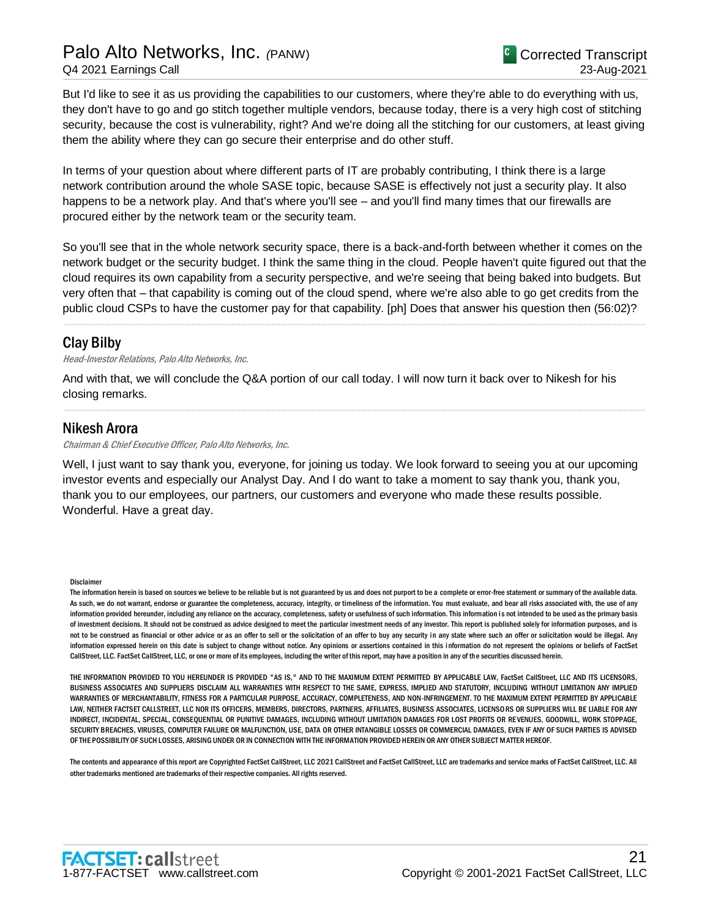But I'd like to see it as us providing the capabilities to our customers, where they're able to do everything with us, they don't have to go and go stitch together multiple vendors, because today, there is a very high cost of stitching security, because the cost is vulnerability, right? And we're doing all the stitching for our customers, at least giving them the ability where they can go secure their enterprise and do other stuff.

In terms of your question about where different parts of IT are probably contributing, I think there is a large network contribution around the whole SASE topic, because SASE is effectively not just a security play. It also happens to be a network play. And that's where you'll see – and you'll find many times that our firewalls are procured either by the network team or the security team.

So you'll see that in the whole network security space, there is a back-and-forth between whether it comes on the network budget or the security budget. I think the same thing in the cloud. People haven't quite figured out that the cloud requires its own capability from a security perspective, and we're seeing that being baked into budgets. But very often that – that capability is coming out of the cloud spend, where we're also able to go get credits from the public cloud CSPs to have the customer pay for that capability. [ph] Does that answer his question then (56:02)?

---

## Clay Bilby

*Head-Investor Relations, Palo Alto Networks, Inc.*

And with that, we will conclude the Q&A portion of our call today. I will now turn it back over to Nikesh for his closing remarks.

---

## Nikesh Arora

*Chairman & Chief Executive Officer, Palo Alto Networks, Inc.*

Well, I just want to say thank you, everyone, for joining us today. We look forward to seeing you at our upcoming investor events and especially our Analyst Day. And I do want to take a moment to say thank you, thank you, thank you to our employees, our partners, our customers and everyone who made these results possible. Wonderful. Have a great day.

Disclaimer

The information herein is based on sources we believe to be reliable but is not guaranteed by us and does not purport to be a complete or error-free statement or summary of the available data. As such, we do not warrant, endorse or guarantee the completeness, accuracy, integrity, or timeliness of the information. You must evaluate, and bear all risks associated with, the use of any information provided hereunder, including any reliance on the accuracy, completeness, safety or usefulness of such information. This information is not intended to be used as the primary basis of investment decisions. It should not be construed as advice designed to meet the particular investment needs of any investor. This report is published solely for information purposes, and is not to be construed as financial or other advice or as an offer to sell or the solicitation of an offer to buy any security in any state where such an offer or solicitation would be illegal. Any information expressed herein on this date is subject to change without notice. Any opinions or assertions contained in this information do not represent the opinions or beliefs of FactSet CallStreet, LLC. FactSet CallStreet, LLC, or one or more of its employees, including the writer of this report, may have a position in any of the securities discussed herein.

THE INFORMATION PROVIDED TO YOU HEREUNDER IS PROVIDED "AS IS," AND TO THE MAXIMUM EXTENT PERMITTED BY APPLICABLE LAW, FactSet CallStreet, LLC AND ITS LICENSORS, BUSINESS ASSOCIATES AND SUPPLIERS DISCLAIM ALL WARRANTIES WITH RESPECT TO THE SAME, EXPRESS, IMPLIED AND STATUTORY, INCLUDING WITHOUT LIMITATION ANY IMPLIED WARRANTIES OF MERCHANTABILITY, FITNESS FOR A PARTICULAR PURPOSE, ACCURACY, COMPLETENESS, AND NON-INFRINGEMENT. TO THE MAXIMUM EXTENT PERMITTED BY APPLICABLE LAW, NEITHER FACTSET CALLSTREET, LLC NOR ITS OFFICERS, MEMBERS, DIRECTORS, PARTNERS, AFFILIATES, BUSINESS ASSOCIATES, LICENSORS OR SUPPLIERS WILL BE LIABLE FOR ANY INDIRECT, INCIDENTAL, SPECIAL, CONSEQUENTIAL OR PUNITIVE DAMAGES, INCLUDING WITHOUT LIMITATION DAMAGES FOR LOST PROFITS OR REVENUES, GOODWILL, WORK STOPPAGE, SECURITY BREACHES, VIRUSES, COMPUTER FAILURE OR MALFUNCTION, USE, DATA OR OTHER INTANGIBLE LOSSES OR COMMERCIAL DAMAGES, EVEN IF ANY OF SUCH PARTIES IS ADVISED OF THE POSSIBILITY OF SUCH LOSSES, ARISING UNDER OR IN CONNECTION WITH THE INFORMATION PROVIDED HEREIN OR ANY OTHER SUBJECT MATTER HEREOF.

The contents and appearance of this report are Copyrighted FactSet CallStreet, LLC 2021 CallStreet and FactSet CallStreet, LLC are trademarks and service marks of FactSet CallStreet, LLC. All other trademarks mentioned are trademarks of their respective companies. All rights reserved.